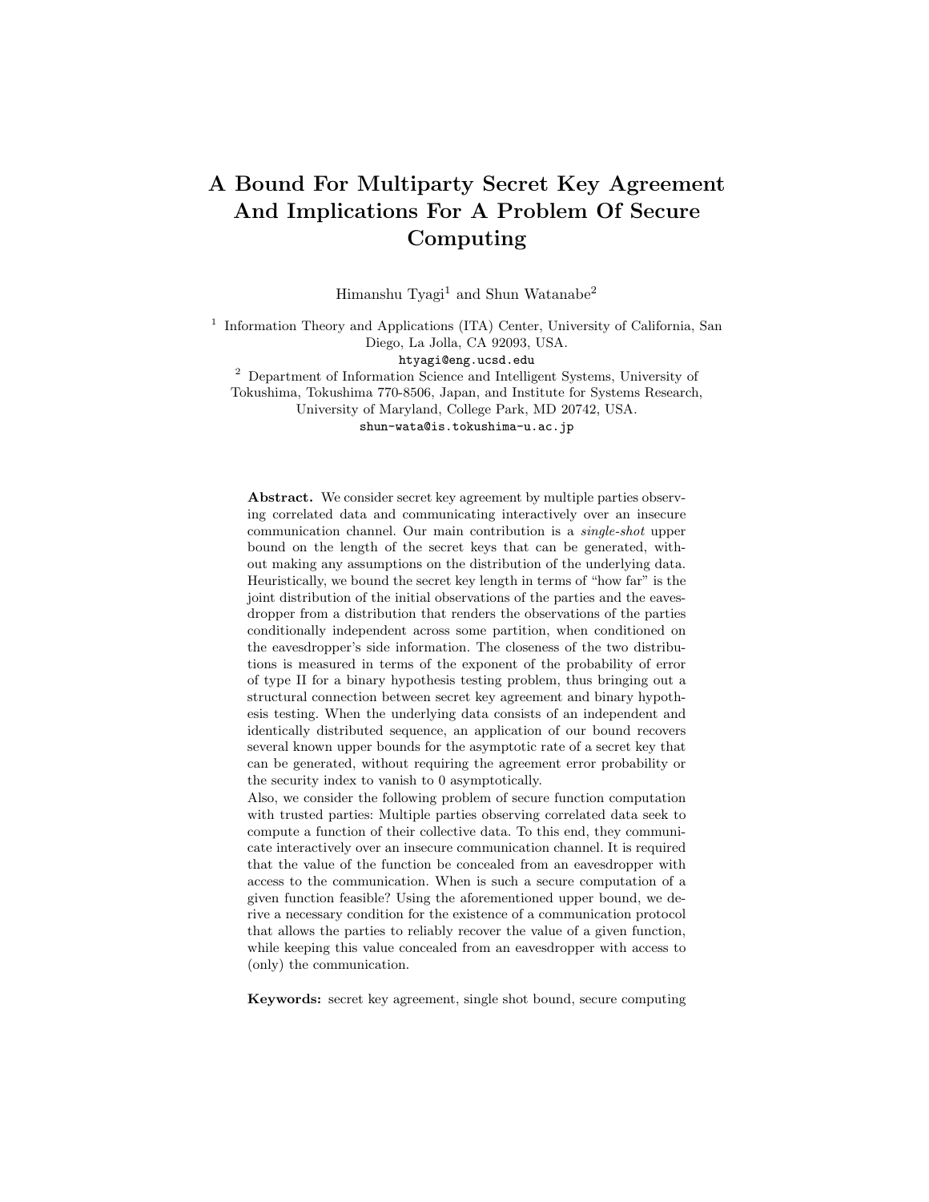# A Bound For Multiparty Secret Key Agreement And Implications For A Problem Of Secure Computing

Himanshu Tyagi[1] and Shun Watanabe[2]

[1] Information Theory and Applications (ITA) Center, University of California, San Diego, La Jolla, CA 92093, USA.
htyagi@eng.ucsd.edu

[2] Department of Information Science and Intelligent Systems, University of Tokushima, Tokushima 770-8506, Japan, and Institute for Systems Research, University of Maryland, College Park, MD 20742, USA.
shun-wata@is.tokushima-u.ac.jp

**Abstract.** We consider secret key agreement by multiple parties observing correlated data and communicating interactively over an insecure communication channel. Our main contribution is a *single-shot* upper bound on the length of the secret keys that can be generated, without making any assumptions on the distribution of the underlying data. Heuristically, we bound the secret key length in terms of "how far" is the joint distribution of the initial observations of the parties and the eavesdropper from a distribution that renders the observations of the parties conditionally independent across some partition, when conditioned on the eavesdropper's side information. The closeness of the two distributions is measured in terms of the exponent of the probability of error of type II for a binary hypothesis testing problem, thus bringing out a structural connection between secret key agreement and binary hypothesis testing. When the underlying data consists of an independent and identically distributed sequence, an application of our bound recovers several known upper bounds for the asymptotic rate of a secret key that can be generated, without requiring the agreement error probability or the security index to vanish to 0 asymptotically.

Also, we consider the following problem of secure function computation with trusted parties: Multiple parties observing correlated data seek to compute a function of their collective data. To this end, they communicate interactively over an insecure communication channel. It is required that the value of the function be concealed from an eavesdropper with access to the communication. When is such a secure computation of a given function feasible? Using the aforementioned upper bound, we derive a necessary condition for the existence of a communication protocol that allows the parties to reliably recover the value of a given function, while keeping this value concealed from an eavesdropper with access to (only) the communication.

**Keywords:** secret key agreement, single shot bound, secure computing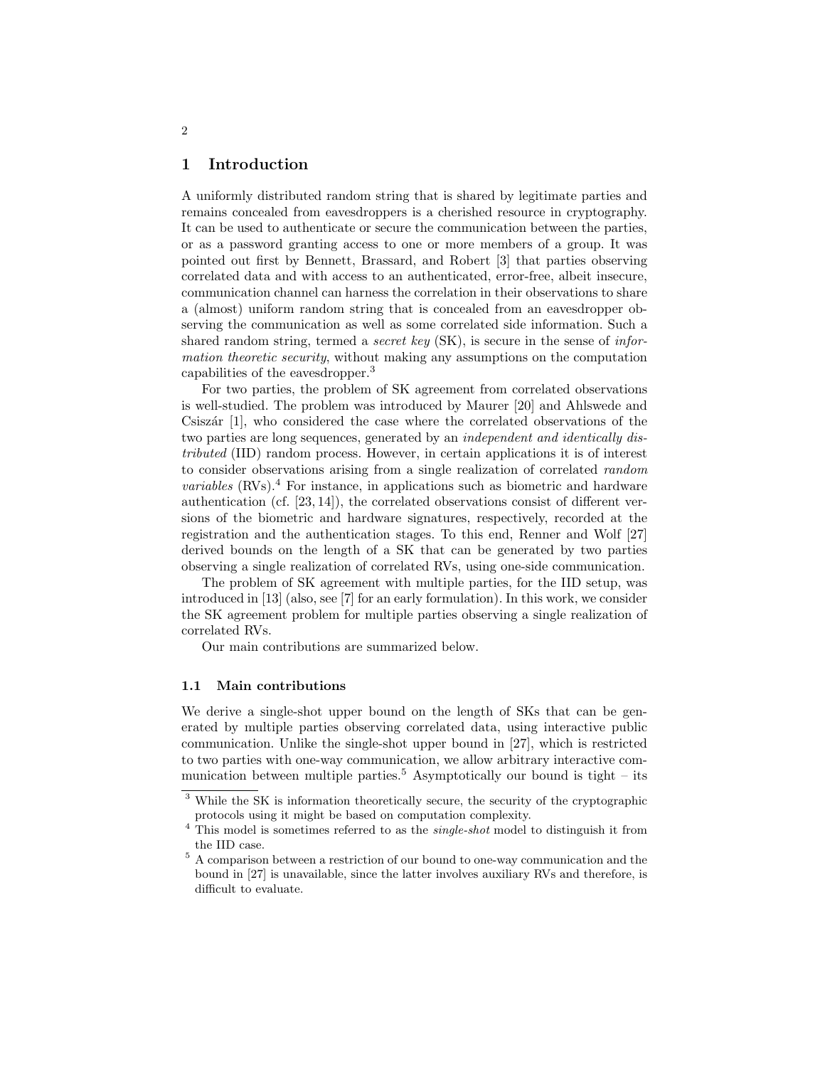## 1 Introduction

A uniformly distributed random string that is shared by legitimate parties and remains concealed from eavesdroppers is a cherished resource in cryptography. It can be used to authenticate or secure the communication between the parties, or as a password granting access to one or more members of a group. It was pointed out first by Bennett, Brassard, and Robert [3] that parties observing correlated data and with access to an authenticated, error-free, albeit insecure, communication channel can harness the correlation in their observations to share a (almost) uniform random string that is concealed from an eavesdropper observing the communication as well as some correlated side information. Such a shared random string, termed a *secret key* (SK), is secure in the sense of *information theoretic security*, without making any assumptions on the computation capabilities of the eavesdropper.[3]

For two parties, the problem of SK agreement from correlated observations is well-studied. The problem was introduced by Maurer [20] and Ahlswede and Csiszár [1], who considered the case where the correlated observations of the two parties are long sequences, generated by an *independent and identically distributed* (IID) random process. However, in certain applications it is of interest to consider observations arising from a single realization of correlated *random variables* (RVs).[4] For instance, in applications such as biometric and hardware authentication (cf. [23, 14]), the correlated observations consist of different versions of the biometric and hardware signatures, respectively, recorded at the registration and the authentication stages. To this end, Renner and Wolf [27] derived bounds on the length of a SK that can be generated by two parties observing a single realization of correlated RVs, using one-side communication.

The problem of SK agreement with multiple parties, for the IID setup, was introduced in [13] (also, see [7] for an early formulation). In this work, we consider the SK agreement problem for multiple parties observing a single realization of correlated RVs.

Our main contributions are summarized below.

### 1.1 Main contributions

We derive a single-shot upper bound on the length of SKs that can be generated by multiple parties observing correlated data, using interactive public communication. Unlike the single-shot upper bound in [27], which is restricted to two parties with one-way communication, we allow arbitrary interactive communication between multiple parties.[5] Asymptotically our bound is tight – its

[3] While the SK is information theoretically secure, the security of the cryptographic protocols using it might be based on computation complexity.

[4] This model is sometimes referred to as the *single-shot* model to distinguish it from the IID case.

[5] A comparison between a restriction of our bound to one-way communication and the bound in [27] is unavailable, since the latter involves auxiliary RVs and therefore, is difficult to evaluate.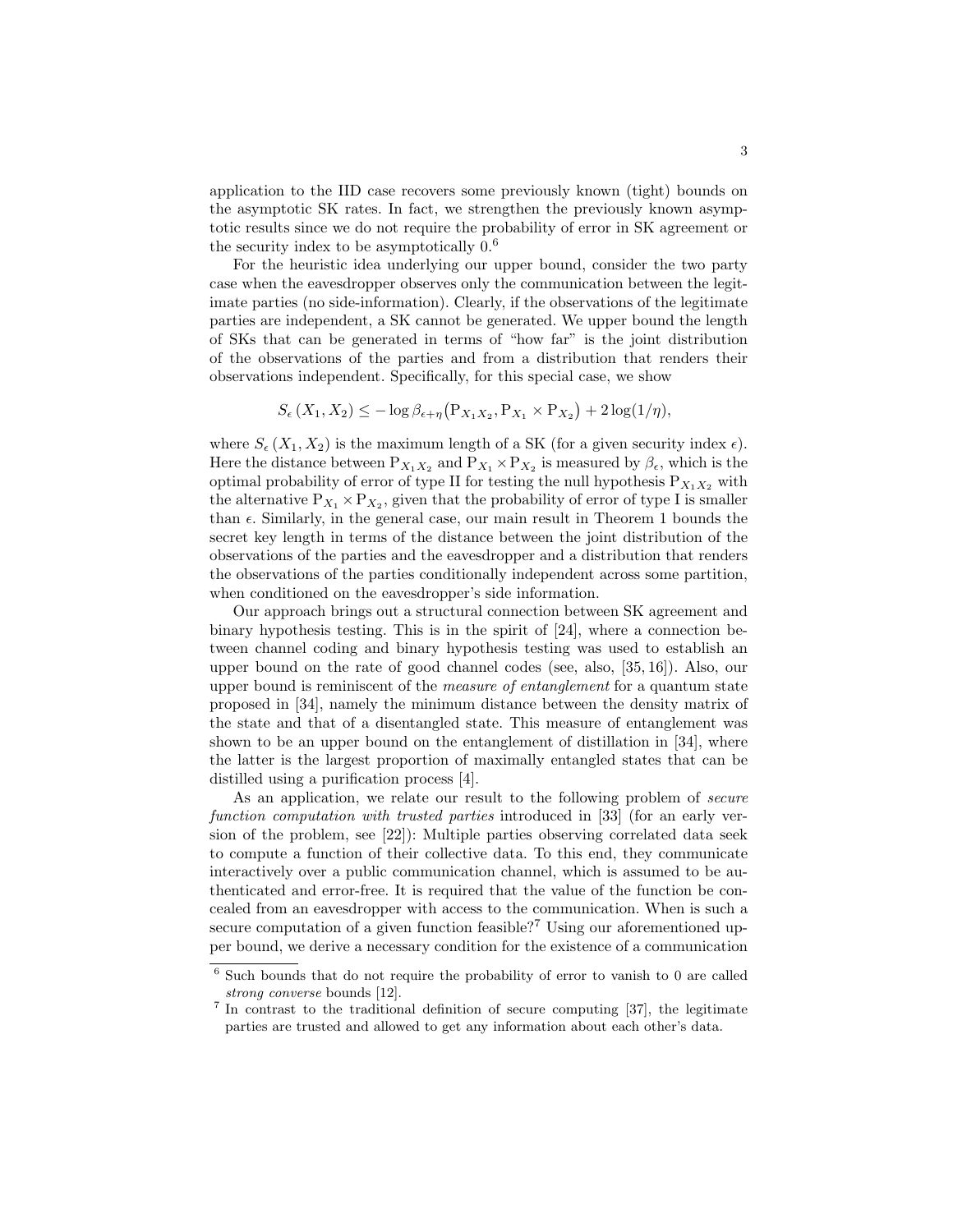application to the IID case recovers some previously known (tight) bounds on the asymptotic SK rates. In fact, we strengthen the previously known asymptotic results since we do not require the probability of error in SK agreement or the security index to be asymptotically 0.[6]

For the heuristic idea underlying our upper bound, consider the two party case when the eavesdropper observes only the communication between the legitimate parties (no side-information). Clearly, if the observations of the legitimate parties are independent, a SK cannot be generated. We upper bound the length of SKs that can be generated in terms of "how far" is the joint distribution of the observations of the parties and from a distribution that renders their observations independent. Specifically, for this special case, we show

$$S_\epsilon\left(X_1, X_2\right) \leq -\log \beta_{\epsilon+\eta}\big(\mathrm{P}_{X_1 X_2}, \mathrm{P}_{X_1} \times \mathrm{P}_{X_2}\big) + 2\log(1/\eta),$$

where $S_\epsilon\left(X_1, X_2\right)$ is the maximum length of a SK (for a given security index $\epsilon$). Here the distance between $\mathrm{P}_{X_1 X_2}$ and $\mathrm{P}_{X_1} \times \mathrm{P}_{X_2}$ is measured by $\beta_\epsilon$, which is the optimal probability of error of type II for testing the null hypothesis $\mathrm{P}_{X_1 X_2}$ with the alternative $\mathrm{P}_{X_1} \times \mathrm{P}_{X_2}$, given that the probability of error of type I is smaller than $\epsilon$. Similarly, in the general case, our main result in Theorem 1 bounds the secret key length in terms of the distance between the joint distribution of the observations of the parties and the eavesdropper and a distribution that renders the observations of the parties conditionally independent across some partition, when conditioned on the eavesdropper's side information.

Our approach brings out a structural connection between SK agreement and binary hypothesis testing. This is in the spirit of [24], where a connection between channel coding and binary hypothesis testing was used to establish an upper bound on the rate of good channel codes (see, also, [35, 16]). Also, our upper bound is reminiscent of the *measure of entanglement* for a quantum state proposed in [34], namely the minimum distance between the density matrix of the state and that of a disentangled state. This measure of entanglement was shown to be an upper bound on the entanglement of distillation in [34], where the latter is the largest proportion of maximally entangled states that can be distilled using a purification process [4].

As an application, we relate our result to the following problem of *secure function computation with trusted parties* introduced in [33] (for an early version of the problem, see [22]): Multiple parties observing correlated data seek to compute a function of their collective data. To this end, they communicate interactively over a public communication channel, which is assumed to be authenticated and error-free. It is required that the value of the function be concealed from an eavesdropper with access to the communication. When is such a secure computation of a given function feasible?[7] Using our aforementioned upper bound, we derive a necessary condition for the existence of a communication

[6] Such bounds that do not require the probability of error to vanish to 0 are called *strong converse* bounds [12].

[7] In contrast to the traditional definition of secure computing [37], the legitimate parties are trusted and allowed to get any information about each other's data.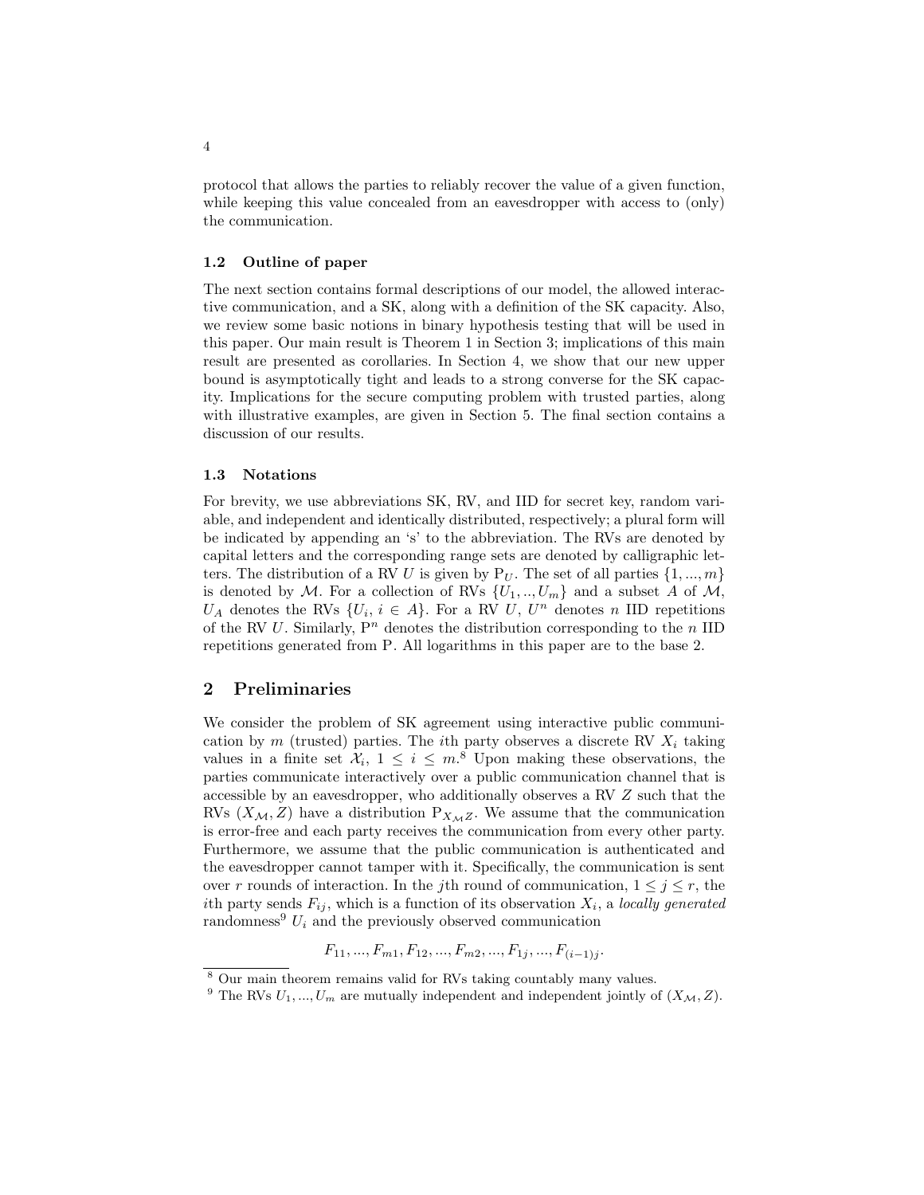protocol that allows the parties to reliably recover the value of a given function, while keeping this value concealed from an eavesdropper with access to (only) the communication.

### 1.2 Outline of paper

The next section contains formal descriptions of our model, the allowed interactive communication, and a SK, along with a definition of the SK capacity. Also, we review some basic notions in binary hypothesis testing that will be used in this paper. Our main result is Theorem 1 in Section 3; implications of this main result are presented as corollaries. In Section 4, we show that our new upper bound is asymptotically tight and leads to a strong converse for the SK capacity. Implications for the secure computing problem with trusted parties, along with illustrative examples, are given in Section 5. The final section contains a discussion of our results.

### 1.3 Notations

For brevity, we use abbreviations SK, RV, and IID for secret key, random variable, and independent and identically distributed, respectively; a plural form will be indicated by appending an 's' to the abbreviation. The RVs are denoted by capital letters and the corresponding range sets are denoted by calligraphic letters. The distribution of a RV $U$ is given by $\mathrm{P}_U$. The set of all parties $\{1, ..., m\}$ is denoted by $\mathcal{M}$. For a collection of RVs $\{U_1, .., U_m\}$ and a subset $A$ of $\mathcal{M}$, $U_A$ denotes the RVs $\{U_i, i \in A\}$. For a RV $U$, $U^n$ denotes $n$ IID repetitions of the RV $U$. Similarly, $\mathrm{P}^n$ denotes the distribution corresponding to the $n$ IID repetitions generated from $\mathrm{P}$. All logarithms in this paper are to the base 2.

## 2 Preliminaries

We consider the problem of SK agreement using interactive public communication by $m$ (trusted) parties. The $i$th party observes a discrete RV $X_i$ taking values in a finite set $\mathcal{X}_i$, $1 \leq i \leq m$.[8] Upon making these observations, the parties communicate interactively over a public communication channel that is accessible by an eavesdropper, who additionally observes a RV $Z$ such that the RVs $(X_{\mathcal{M}}, Z)$ have a distribution $\mathrm{P}_{X_{\mathcal{M}}Z}$. We assume that the communication is error-free and each party receives the communication from every other party. Furthermore, we assume that the public communication is authenticated and the eavesdropper cannot tamper with it. Specifically, the communication is sent over $r$ rounds of interaction. In the $j$th round of communication, $1 \leq j \leq r$, the $i$th party sends $F_{ij}$, which is a function of its observation $X_i$, a *locally generated* randomness[9] $U_i$ and the previously observed communication

$$F_{11}, ..., F_{m1}, F_{12}, ..., F_{m2}, ..., F_{1j}, ..., F_{(i-1)j}.$$

[8] Our main theorem remains valid for RVs taking countably many values.

[9] The RVs $U_1, ..., U_m$ are mutually independent and independent jointly of $(X_{\mathcal{M}}, Z)$.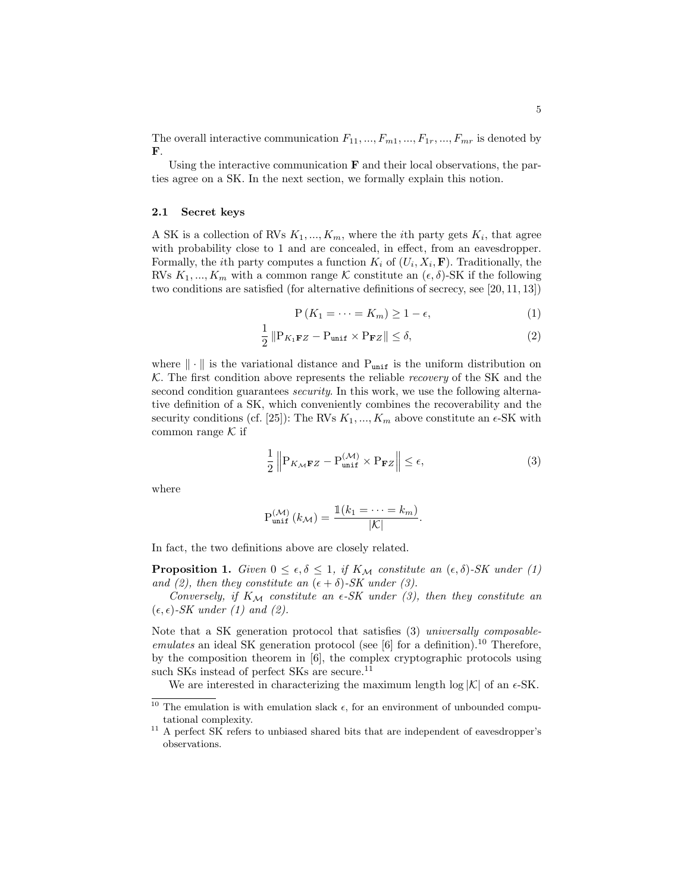The overall interactive communication $F_{11}, ..., F_{m1}, ..., F_{1r}, ..., F_{mr}$ is denoted by $\mathbf{F}$.

Using the interactive communication $\mathbf{F}$ and their local observations, the parties agree on a SK. In the next section, we formally explain this notion.

### 2.1 Secret keys

A SK is a collection of RVs $K_1, ..., K_m$, where the $i$th party gets $K_i$, that agree with probability close to 1 and are concealed, in effect, from an eavesdropper. Formally, the $i$th party computes a function $K_i$ of $(U_i, X_i, \mathbf{F})$. Traditionally, the RVs $K_1, ..., K_m$ with a common range $\mathcal{K}$ constitute an $(\epsilon, \delta)$-SK if the following two conditions are satisfied (for alternative definitions of secrecy, see [20, 11, 13])

$$\mathrm{P}\left(K_1 = \cdots = K_m\right) \geq 1 - \epsilon, \tag{1}$$

$$\frac{1}{2}\left\|\mathrm{P}_{K_1\mathbf{F}Z} - \mathrm{P}_{\texttt{unif}} \times \mathrm{P}_{\mathbf{F}Z}\right\| \leq \delta, \tag{2}$$

where $\|\cdot\|$ is the variational distance and $\mathrm{P}_{\texttt{unif}}$ is the uniform distribution on $\mathcal{K}$. The first condition above represents the reliable *recovery* of the SK and the second condition guarantees *security*. In this work, we use the following alternative definition of a SK, which conveniently combines the recoverability and the security conditions (cf. [25]): The RVs $K_1, ..., K_m$ above constitute an $\epsilon$-SK with common range $\mathcal{K}$ if

$$\frac{1}{2}\left\|\mathrm{P}_{K_{\mathcal{M}}\mathbf{F}Z} - \mathrm{P}_{\texttt{unif}}^{(\mathcal{M})} \times \mathrm{P}_{\mathbf{F}Z}\right\| \leq \epsilon, \tag{3}$$

where

$$\mathrm{P}_{\texttt{unif}}^{(\mathcal{M})}\left(k_{\mathcal{M}}\right) = \frac{\mathbb{1}(k_1 = \cdots = k_m)}{|\mathcal{K}|}.$$

In fact, the two definitions above are closely related.

**Proposition 1.** *Given $0 \leq \epsilon, \delta \leq 1$, if $K_{\mathcal{M}}$ constitute an $(\epsilon, \delta)$-SK under (1) and (2), then they constitute an $(\epsilon + \delta)$-SK under (3).*

*Conversely, if $K_{\mathcal{M}}$ constitute an $\epsilon$-SK under (3), then they constitute an $(\epsilon, \epsilon)$-SK under (1) and (2).*

Note that a SK generation protocol that satisfies (3) *universally composable-emulates* an ideal SK generation protocol (see [6] for a definition).[10] Therefore, by the composition theorem in [6], the complex cryptographic protocols using such SKs instead of perfect SKs are secure.[11]

We are interested in characterizing the maximum length $\log|\mathcal{K}|$ of an $\epsilon$-SK.

[10] The emulation is with emulation slack $\epsilon$, for an environment of unbounded computational complexity.

[11] A perfect SK refers to unbiased shared bits that are independent of eavesdropper's observations.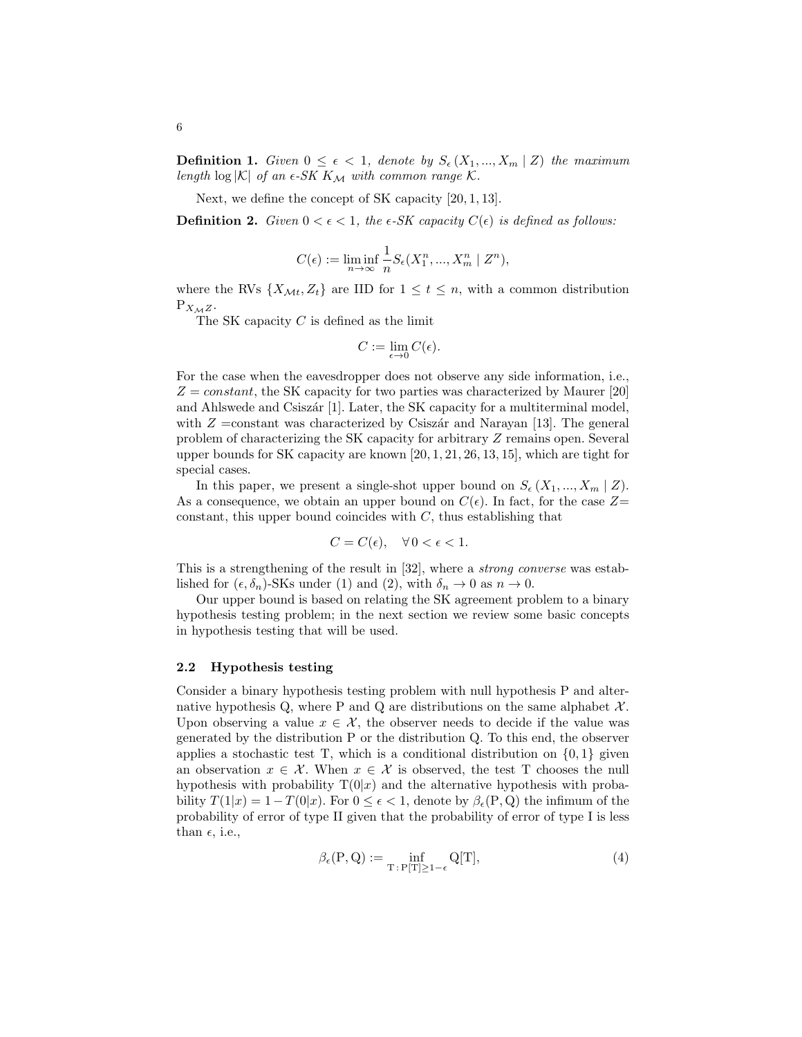**Definition 1.** *Given $0 \leq \epsilon < 1$, denote by $S_\epsilon(X_1, ..., X_m \mid Z)$ the maximum length* $\log |\mathcal{K}|$ *of an $\epsilon$-SK $K_\mathcal{M}$ with common range $\mathcal{K}$.*

Next, we define the concept of SK capacity [20, 1, 13].

**Definition 2.** *Given $0 < \epsilon < 1$, the $\epsilon$-SK capacity $C(\epsilon)$ is defined as follows:*

$$C(\epsilon) := \liminf_{n \to \infty} \frac{1}{n} S_\epsilon(X_1^n, ..., X_m^n \mid Z^n),$$

where the RVs $\{X_{\mathcal{M}t}, Z_t\}$ are IID for $1 \leq t \leq n$, with a common distribution $\mathrm{P}_{X_\mathcal{M}Z}$.

The SK capacity $C$ is defined as the limit

$$C := \lim_{\epsilon \to 0} C(\epsilon).$$

For the case when the eavesdropper does not observe any side information, i.e., $Z = constant$, the SK capacity for two parties was characterized by Maurer [20] and Ahlswede and Csiszár [1]. Later, the SK capacity for a multiterminal model, with $Z$ =constant was characterized by Csiszár and Narayan [13]. The general problem of characterizing the SK capacity for arbitrary $Z$ remains open. Several upper bounds for SK capacity are known [20, 1, 21, 26, 13, 15], which are tight for special cases.

In this paper, we present a single-shot upper bound on $S_\epsilon(X_1, ..., X_m \mid Z)$. As a consequence, we obtain an upper bound on $C(\epsilon)$. In fact, for the case $Z$= constant, this upper bound coincides with $C$, thus establishing that

$$C = C(\epsilon), \quad \forall \, 0 < \epsilon < 1.$$

This is a strengthening of the result in [32], where a *strong converse* was established for $(\epsilon, \delta_n)$-SKs under (1) and (2), with $\delta_n \to 0$ as $n \to 0$.

Our upper bound is based on relating the SK agreement problem to a binary hypothesis testing problem; in the next section we review some basic concepts in hypothesis testing that will be used.

### 2.2 Hypothesis testing

Consider a binary hypothesis testing problem with null hypothesis $\mathrm{P}$ and alternative hypothesis $\mathrm{Q}$, where $\mathrm{P}$ and $\mathrm{Q}$ are distributions on the same alphabet $\mathcal{X}$. Upon observing a value $x \in \mathcal{X}$, the observer needs to decide if the value was generated by the distribution $\mathrm{P}$ or the distribution $\mathrm{Q}$. To this end, the observer applies a stochastic test $\mathrm{T}$, which is a conditional distribution on $\{0, 1\}$ given an observation $x \in \mathcal{X}$. When $x \in \mathcal{X}$ is observed, the test $\mathrm{T}$ chooses the null hypothesis with probability $\mathrm{T}(0|x)$ and the alternative hypothesis with probability $T(1|x) = 1 - T(0|x)$. For $0 \leq \epsilon < 1$, denote by $\beta_\epsilon(\mathrm{P}, \mathrm{Q})$ the infimum of the probability of error of type II given that the probability of error of type I is less than $\epsilon$, i.e.,

$$\beta_\epsilon(\mathrm{P}, \mathrm{Q}) := \inf_{\mathrm{T} \,:\, \mathrm{P}[\mathrm{T}] \geq 1 - \epsilon} \mathrm{Q}[\mathrm{T}], \tag{4}$$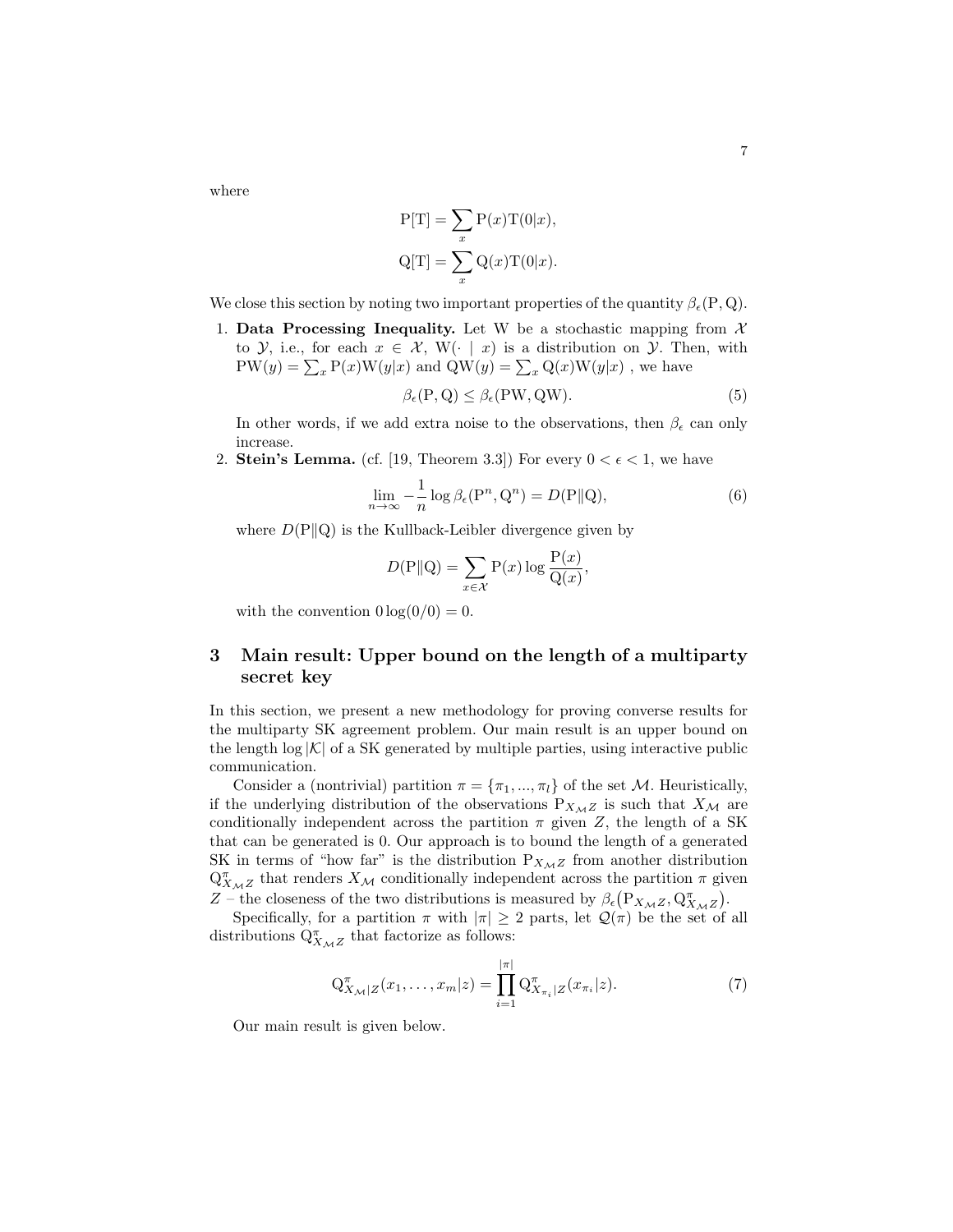where

$$\mathrm{P}[\mathrm{T}] = \sum_{x} \mathrm{P}(x)\mathrm{T}(0|x),$$

$$\mathrm{Q}[\mathrm{T}] = \sum_{x} \mathrm{Q}(x)\mathrm{T}(0|x).$$

We close this section by noting two important properties of the quantity $\beta_\epsilon(\mathrm{P}, \mathrm{Q})$.

1. **Data Processing Inequality.** Let W be a stochastic mapping from $\mathcal{X}$ to $\mathcal{Y}$, i.e., for each $x \in \mathcal{X}$, $\mathrm{W}(\cdot \mid x)$ is a distribution on $\mathcal{Y}$. Then, with $\mathrm{PW}(y) = \sum_x \mathrm{P}(x)\mathrm{W}(y|x)$ and $\mathrm{QW}(y) = \sum_x \mathrm{Q}(x)\mathrm{W}(y|x)$ , we have

$$\beta_\epsilon(\mathrm{P}, \mathrm{Q}) \leq \beta_\epsilon(\mathrm{PW}, \mathrm{QW}). \tag{5}$$

   In other words, if we add extra noise to the observations, then $\beta_\epsilon$ can only increase.

2. **Stein's Lemma.** (cf. [19, Theorem 3.3]) For every $0 < \epsilon < 1$, we have

$$\lim_{n\to\infty} -\frac{1}{n} \log \beta_\epsilon(\mathrm{P}^n, \mathrm{Q}^n) = D(\mathrm{P}\|\mathrm{Q}), \tag{6}$$

   where $D(\mathrm{P}\|\mathrm{Q})$ is the Kullback-Leibler divergence given by

$$D(\mathrm{P}\|\mathrm{Q}) = \sum_{x\in\mathcal{X}} \mathrm{P}(x) \log \frac{\mathrm{P}(x)}{\mathrm{Q}(x)},$$

   with the convention $0 \log(0/0) = 0$.

## 3 Main result: Upper bound on the length of a multiparty secret key

In this section, we present a new methodology for proving converse results for the multiparty SK agreement problem. Our main result is an upper bound on the length $\log |\mathcal{K}|$ of a SK generated by multiple parties, using interactive public communication.

Consider a (nontrivial) partition $\pi = \{\pi_1, ..., \pi_l\}$ of the set $\mathcal{M}$. Heuristically, if the underlying distribution of the observations $\mathrm{P}_{X_\mathcal{M}Z}$ is such that $X_\mathcal{M}$ are conditionally independent across the partition $\pi$ given $Z$, the length of a SK that can be generated is 0. Our approach is to bound the length of a generated SK in terms of "how far" is the distribution $\mathrm{P}_{X_\mathcal{M}Z}$ from another distribution $\mathrm{Q}^\pi_{X_\mathcal{M}Z}$ that renders $X_\mathcal{M}$ conditionally independent across the partition $\pi$ given $Z$ – the closeness of the two distributions is measured by $\beta_\epsilon\big(\mathrm{P}_{X_\mathcal{M}Z}, \mathrm{Q}^\pi_{X_\mathcal{M}Z}\big)$.

Specifically, for a partition $\pi$ with $|\pi| \geq 2$ parts, let $\mathcal{Q}(\pi)$ be the set of all distributions $\mathrm{Q}^\pi_{X_\mathcal{M}Z}$ that factorize as follows:

$$\mathrm{Q}^\pi_{X_\mathcal{M}|Z}(x_1, \ldots, x_m|z) = \prod_{i=1}^{|\pi|} \mathrm{Q}^\pi_{X_{\pi_i}|Z}(x_{\pi_i}|z). \tag{7}$$

Our main result is given below.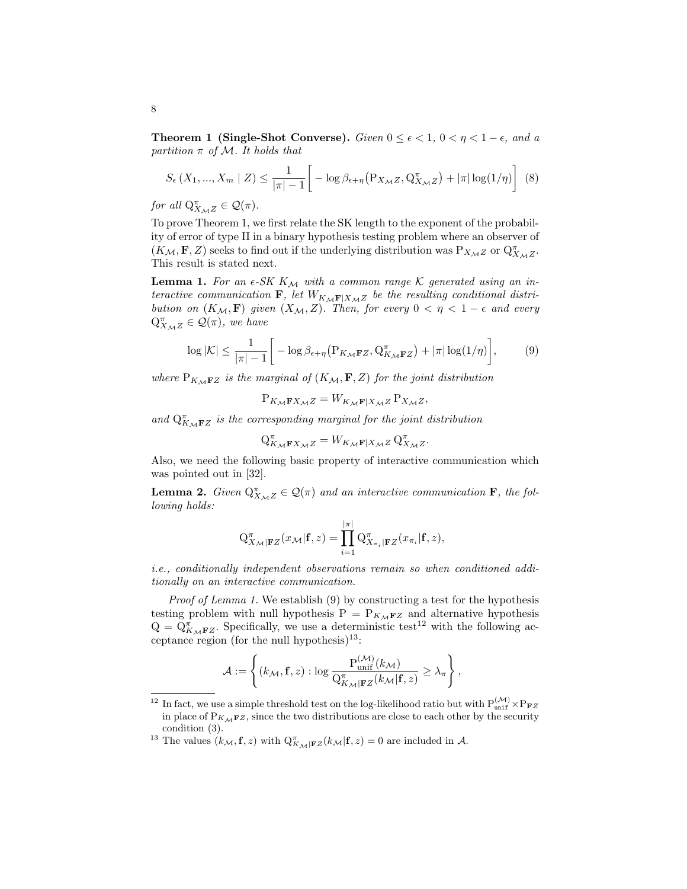**Theorem 1 (Single-Shot Converse).** *Given $0 \leq \epsilon < 1$, $0 < \eta < 1 - \epsilon$, and a partition $\pi$ of $\mathcal{M}$. It holds that*

$$S_\epsilon\left(X_1, ..., X_m \mid Z\right) \leq \frac{1}{|\pi| - 1}\left[ - \log \beta_{\epsilon+\eta}\big(\mathrm{P}_{X_\mathcal{M} Z}, \mathrm{Q}^\pi_{X_\mathcal{M} Z}\big) + |\pi| \log(1/\eta)\right] \quad (8)$$

*for all $\mathrm{Q}^\pi_{X_\mathcal{M} Z} \in \mathcal{Q}(\pi)$.*

To prove Theorem 1, we first relate the SK length to the exponent of the probability of error of type II in a binary hypothesis testing problem where an observer of $(K_\mathcal{M}, \mathbf{F}, Z)$ seeks to find out if the underlying distribution was $\mathrm{P}_{X_\mathcal{M} Z}$ or $\mathrm{Q}^\pi_{X_\mathcal{M} Z}$. This result is stated next.

**Lemma 1.** *For an $\epsilon$-SK $K_\mathcal{M}$ with a common range $\mathcal{K}$ generated using an interactive communication $\mathbf{F}$, let $W_{K_\mathcal{M}\mathbf{F}|X_\mathcal{M} Z}$ be the resulting conditional distribution on $(K_\mathcal{M}, \mathbf{F})$ given $(X_\mathcal{M}, Z)$. Then, for every $0 < \eta < 1 - \epsilon$ and every $\mathrm{Q}^\pi_{X_\mathcal{M} Z} \in \mathcal{Q}(\pi)$, we have*

$$\log |\mathcal{K}| \leq \frac{1}{|\pi| - 1}\left[ - \log \beta_{\epsilon+\eta}\big(\mathrm{P}_{K_\mathcal{M}\mathbf{F}Z}, \mathrm{Q}^\pi_{K_\mathcal{M}\mathbf{F}Z}\big) + |\pi| \log(1/\eta)\right], \quad (9)$$

*where $\mathrm{P}_{K_\mathcal{M}\mathbf{F}Z}$ is the marginal of $(K_\mathcal{M}, \mathbf{F}, Z)$ for the joint distribution*

$$\mathrm{P}_{K_\mathcal{M}\mathbf{F}X_\mathcal{M} Z} = W_{K_\mathcal{M}\mathbf{F}|X_\mathcal{M} Z}\, \mathrm{P}_{X_\mathcal{M} Z},$$

*and $\mathrm{Q}^\pi_{K_\mathcal{M}\mathbf{F}Z}$ is the corresponding marginal for the joint distribution*

$$\mathrm{Q}^\pi_{K_\mathcal{M}\mathbf{F}X_\mathcal{M} Z} = W_{K_\mathcal{M}\mathbf{F}|X_\mathcal{M} Z}\, \mathrm{Q}^\pi_{X_\mathcal{M} Z}.$$

Also, we need the following basic property of interactive communication which was pointed out in [32].

**Lemma 2.** *Given $\mathrm{Q}^\pi_{X_\mathcal{M} Z} \in \mathcal{Q}(\pi)$ and an interactive communication $\mathbf{F}$, the following holds:*

$$\mathrm{Q}^\pi_{X_\mathcal{M}|\mathbf{F}Z}(x_\mathcal{M}|\mathbf{f}, z) = \prod_{i=1}^{|\pi|} \mathrm{Q}^\pi_{X_{\pi_i}|\mathbf{F}Z}(x_{\pi_i}|\mathbf{f}, z),$$

*i.e., conditionally independent observations remain so when conditioned additionally on an interactive communication.*

*Proof of Lemma 1.* We establish (9) by constructing a test for the hypothesis testing problem with null hypothesis $\mathrm{P} = \mathrm{P}_{K_\mathcal{M}\mathbf{F}Z}$ and alternative hypothesis $\mathrm{Q} = \mathrm{Q}^\pi_{K_\mathcal{M}\mathbf{F}Z}$. Specifically, we use a deterministic test[12] with the following acceptance region (for the null hypothesis)[13]:

$$\mathcal{A} := \left\{ (k_\mathcal{M}, \mathbf{f}, z) : \log \frac{\mathrm{P}^{(\mathcal{M})}_{\mathrm{unif}}(k_\mathcal{M})}{\mathrm{Q}^\pi_{K_\mathcal{M}|\mathbf{F}Z}(k_\mathcal{M}|\mathbf{f}, z)} \geq \lambda_\pi \right\},$$

[12] In fact, we use a simple threshold test on the log-likelihood ratio but with $\mathrm{P}^{(\mathcal{M})}_{\mathtt{unif}} \times \mathrm{P}_{\mathbf{F}Z}$ in place of $\mathrm{P}_{K_\mathcal{M}\mathbf{F}Z}$, since the two distributions are close to each other by the security condition (3).

[13] The values $(k_\mathcal{M}, \mathbf{f}, z)$ with $\mathrm{Q}^\pi_{K_\mathcal{M}|\mathbf{F}Z}(k_\mathcal{M}|\mathbf{f}, z) = 0$ are included in $\mathcal{A}$.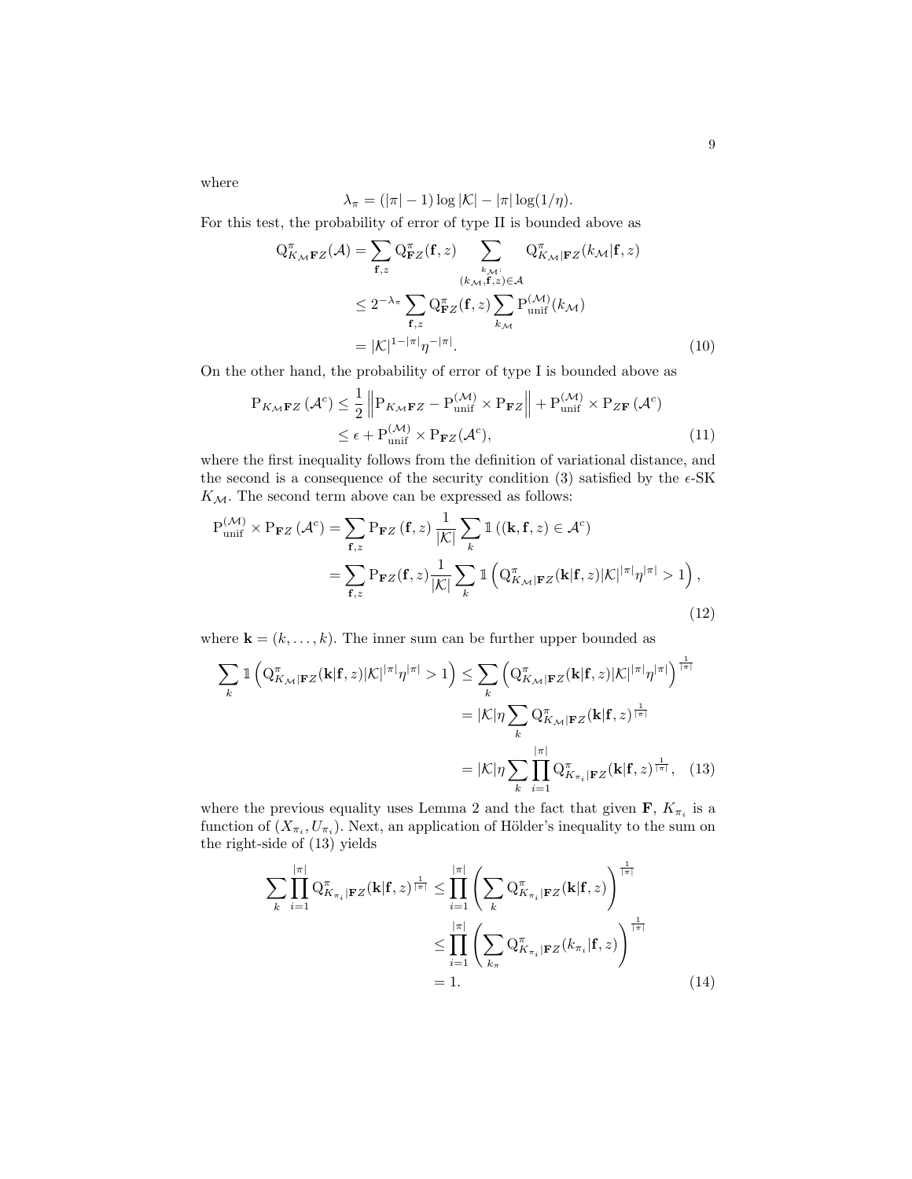where

$$\lambda_\pi = (|\pi| - 1) \log |\mathcal{K}| - |\pi| \log(1/\eta).$$

For this test, the probability of error of type II is bounded above as

$$\begin{aligned}
\mathrm{Q}^\pi_{K_\mathcal{M}\mathbf{F}Z}(\mathcal{A}) &= \sum_{\mathbf{f},z} \mathrm{Q}^\pi_{\mathbf{F}Z}(\mathbf{f},z) \sum_{\substack{k_\mathcal{M}:\\ (k_\mathcal{M},\mathbf{f},z)\in\mathcal{A}}} \mathrm{Q}^\pi_{K_\mathcal{M}|\mathbf{F}Z}(k_\mathcal{M}|\mathbf{f},z) \\
&\leq 2^{-\lambda_\pi} \sum_{\mathbf{f},z} \mathrm{Q}^\pi_{\mathbf{F}Z}(\mathbf{f},z) \sum_{k_\mathcal{M}} \mathrm{P}^{(\mathcal{M})}_{\mathrm{unif}}(k_\mathcal{M}) \\
&= |\mathcal{K}|^{1-|\pi|}\eta^{-|\pi|}.
\end{aligned} \tag{10}$$

On the other hand, the probability of error of type I is bounded above as

$$\begin{aligned}
\mathrm{P}_{K_\mathcal{M}\mathbf{F}Z}(\mathcal{A}^c) &\leq \frac{1}{2}\left\| \mathrm{P}_{K_\mathcal{M}\mathbf{F}Z} - \mathrm{P}^{(\mathcal{M})}_{\mathrm{unif}} \times \mathrm{P}_{\mathbf{F}Z} \right\| + \mathrm{P}^{(\mathcal{M})}_{\mathrm{unif}} \times \mathrm{P}_{Z\mathbf{F}}(\mathcal{A}^c) \\
&\leq \epsilon + \mathrm{P}^{(\mathcal{M})}_{\mathrm{unif}} \times \mathrm{P}_{\mathbf{F}Z}(\mathcal{A}^c),
\end{aligned} \tag{11}$$

where the first inequality follows from the definition of variational distance, and the second is a consequence of the security condition (3) satisfied by the $\epsilon$-SK $K_\mathcal{M}$. The second term above can be expressed as follows:

$$\begin{aligned}
\mathrm{P}^{(\mathcal{M})}_{\mathrm{unif}} \times \mathrm{P}_{\mathbf{F}Z}(\mathcal{A}^c) &= \sum_{\mathbf{f},z} \mathrm{P}_{\mathbf{F}Z}(\mathbf{f},z) \frac{1}{|\mathcal{K}|} \sum_k \mathbb{1}\left((\mathbf{k},\mathbf{f},z)\in\mathcal{A}^c\right) \\
&= \sum_{\mathbf{f},z} \mathrm{P}_{\mathbf{F}Z}(\mathbf{f},z) \frac{1}{|\mathcal{K}|} \sum_k \mathbb{1}\left(\mathrm{Q}^\pi_{K_\mathcal{M}|\mathbf{F}Z}(\mathbf{k}|\mathbf{f},z)|\mathcal{K}|^{|\pi|}\eta^{|\pi|} > 1\right),
\end{aligned} \tag{12}$$

where $\mathbf{k} = (k, \ldots, k)$. The inner sum can be further upper bounded as

$$\begin{aligned}
\sum_k \mathbb{1}\left(\mathrm{Q}^\pi_{K_\mathcal{M}|\mathbf{F}Z}(\mathbf{k}|\mathbf{f},z)|\mathcal{K}|^{|\pi|}\eta^{|\pi|} > 1\right) &\leq \sum_k \left(\mathrm{Q}^\pi_{K_\mathcal{M}|\mathbf{F}Z}(\mathbf{k}|\mathbf{f},z)|\mathcal{K}|^{|\pi|}\eta^{|\pi|}\right)^{\frac{1}{|\pi|}} \\
&= |\mathcal{K}|\eta \sum_k \mathrm{Q}^\pi_{K_\mathcal{M}|\mathbf{F}Z}(\mathbf{k}|\mathbf{f},z)^{\frac{1}{|\pi|}} \\
&= |\mathcal{K}|\eta \sum_k \prod_{i=1}^{|\pi|} \mathrm{Q}^\pi_{K_{\pi_i}|\mathbf{F}Z}(\mathbf{k}|\mathbf{f},z)^{\frac{1}{|\pi|}},
\end{aligned} \tag{13}$$

where the previous equality uses Lemma 2 and the fact that given $\mathbf{F}$, $K_{\pi_i}$ is a function of $(X_{\pi_i}, U_{\pi_i})$. Next, an application of Hölder's inequality to the sum on the right-side of (13) yields

$$\begin{aligned}
\sum_k \prod_{i=1}^{|\pi|} \mathrm{Q}^\pi_{K_{\pi_i}|\mathbf{F}Z}(\mathbf{k}|\mathbf{f},z)^{\frac{1}{|\pi|}} &\leq \prod_{i=1}^{|\pi|} \left(\sum_k \mathrm{Q}^\pi_{K_{\pi_i}|\mathbf{F}Z}(\mathbf{k}|\mathbf{f},z)\right)^{\frac{1}{|\pi|}} \\
&\leq \prod_{i=1}^{|\pi|} \left(\sum_{k_\pi} \mathrm{Q}^\pi_{K_{\pi_i}|\mathbf{F}Z}(k_{\pi_i}|\mathbf{f},z)\right)^{\frac{1}{|\pi|}} \\
&= 1.
\end{aligned} \tag{14}$$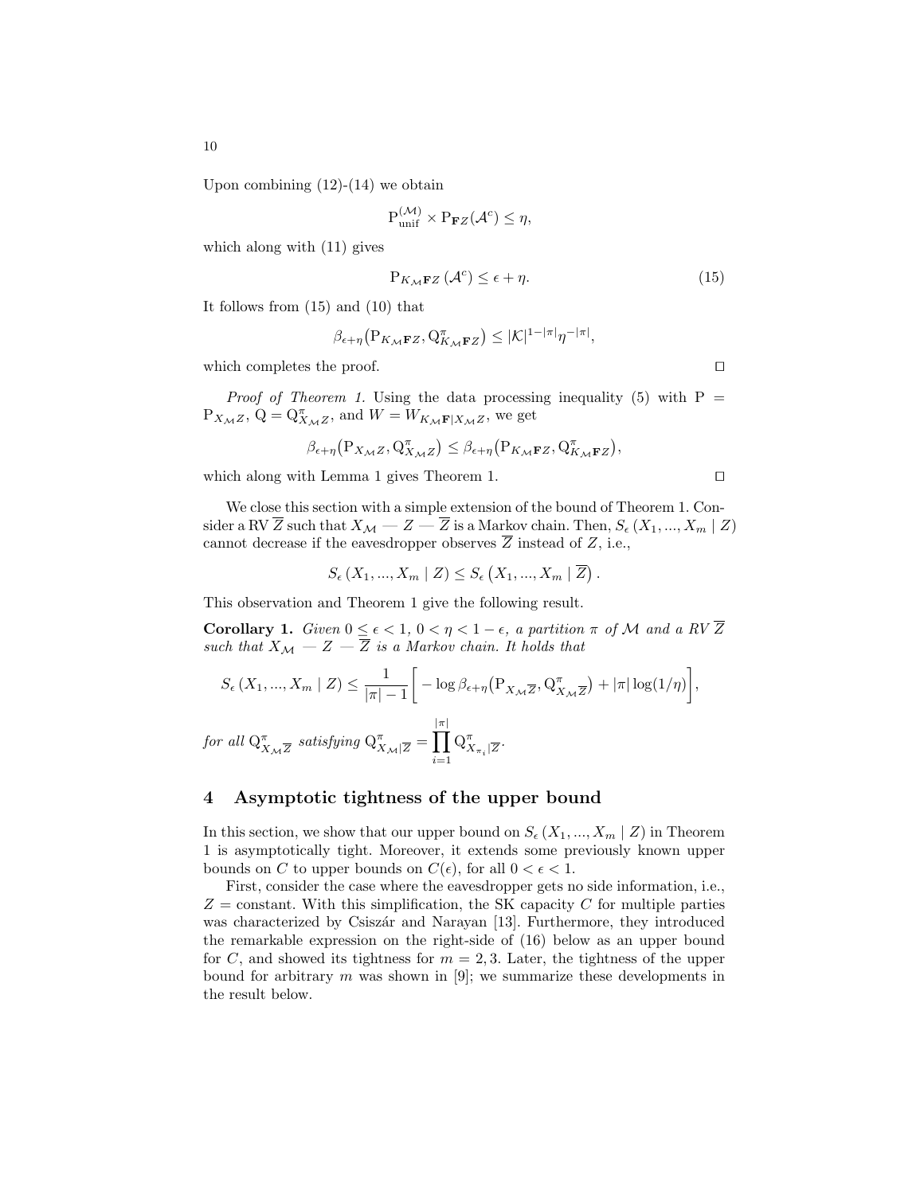Upon combining (12)-(14) we obtain

$$\mathrm{P}_{\mathrm{unif}}^{(\mathcal{M})} \times \mathrm{P}_{\mathbf{F}Z}(\mathcal{A}^c) \leq \eta,$$

which along with (11) gives

$$\mathrm{P}_{K_{\mathcal{M}}\mathbf{F}Z}\left(\mathcal{A}^c\right) \leq \epsilon + \eta. \tag{15}$$

It follows from (15) and (10) that

$$\beta_{\epsilon+\eta}\big(\mathrm{P}_{K_{\mathcal{M}}\mathbf{F}Z}, \mathrm{Q}^{\pi}_{K_{\mathcal{M}}\mathbf{F}Z}\big) \leq |\mathcal{K}|^{1-|\pi|}\eta^{-|\pi|},$$

which completes the proof. □

*Proof of Theorem 1.* Using the data processing inequality (5) with $\mathrm{P} = \mathrm{P}_{X_{\mathcal{M}}Z}$, $\mathrm{Q} = \mathrm{Q}^{\pi}_{X_{\mathcal{M}}Z}$, and $W = W_{K_{\mathcal{M}}\mathbf{F}|X_{\mathcal{M}}Z}$, we get

$$\beta_{\epsilon+\eta}\big(\mathrm{P}_{X_{\mathcal{M}}Z}, \mathrm{Q}^{\pi}_{X_{\mathcal{M}}Z}\big) \leq \beta_{\epsilon+\eta}\big(\mathrm{P}_{K_{\mathcal{M}}\mathbf{F}Z}, \mathrm{Q}^{\pi}_{K_{\mathcal{M}}\mathbf{F}Z}\big),$$

which along with Lemma 1 gives Theorem 1. □

We close this section with a simple extension of the bound of Theorem 1. Consider a RV $\overline{Z}$ such that $X_{\mathcal{M}} -\!\!-\, Z -\!\!-\, \overline{Z}$ is a Markov chain. Then, $S_\epsilon\left(X_1, ..., X_m \mid Z\right)$ cannot decrease if the eavesdropper observes $\overline{Z}$ instead of $Z$, i.e.,

$$S_\epsilon\left(X_1, ..., X_m \mid Z\right) \leq S_\epsilon\left(X_1, ..., X_m \mid \overline{Z}\right).$$

This observation and Theorem 1 give the following result.

**Corollary 1.** *Given $0 \leq \epsilon < 1$, $0 < \eta < 1 - \epsilon$, a partition $\pi$ of $\mathcal{M}$ and a RV $\overline{Z}$ such that $X_{\mathcal{M}} -\!\!-\, Z -\!\!-\, \overline{Z}$ is a Markov chain. It holds that*

$$S_\epsilon\left(X_1, ..., X_m \mid Z\right) \leq \frac{1}{|\pi| - 1}\bigg[ - \log \beta_{\epsilon+\eta}\big(\mathrm{P}_{X_{\mathcal{M}}\overline{Z}}, \mathrm{Q}^{\pi}_{X_{\mathcal{M}}\overline{Z}}\big) + |\pi| \log(1/\eta)\bigg],$$

*for all $\mathrm{Q}^{\pi}_{X_{\mathcal{M}}\overline{Z}}$ satisfying $\mathrm{Q}^{\pi}_{X_{\mathcal{M}}|\overline{Z}} = \prod_{i=1}^{|\pi|} \mathrm{Q}^{\pi}_{X_{\pi_i}|\overline{Z}}$.*

## 4 Asymptotic tightness of the upper bound

In this section, we show that our upper bound on $S_\epsilon\left(X_1, ..., X_m \mid Z\right)$ in Theorem 1 is asymptotically tight. Moreover, it extends some previously known upper bounds on $C$ to upper bounds on $C(\epsilon)$, for all $0 < \epsilon < 1$.

First, consider the case where the eavesdropper gets no side information, i.e., $Z =$ constant. With this simplification, the SK capacity $C$ for multiple parties was characterized by Csiszár and Narayan [13]. Furthermore, they introduced the remarkable expression on the right-side of (16) below as an upper bound for $C$, and showed its tightness for $m = 2, 3$. Later, the tightness of the upper bound for arbitrary $m$ was shown in [9]; we summarize these developments in the result below.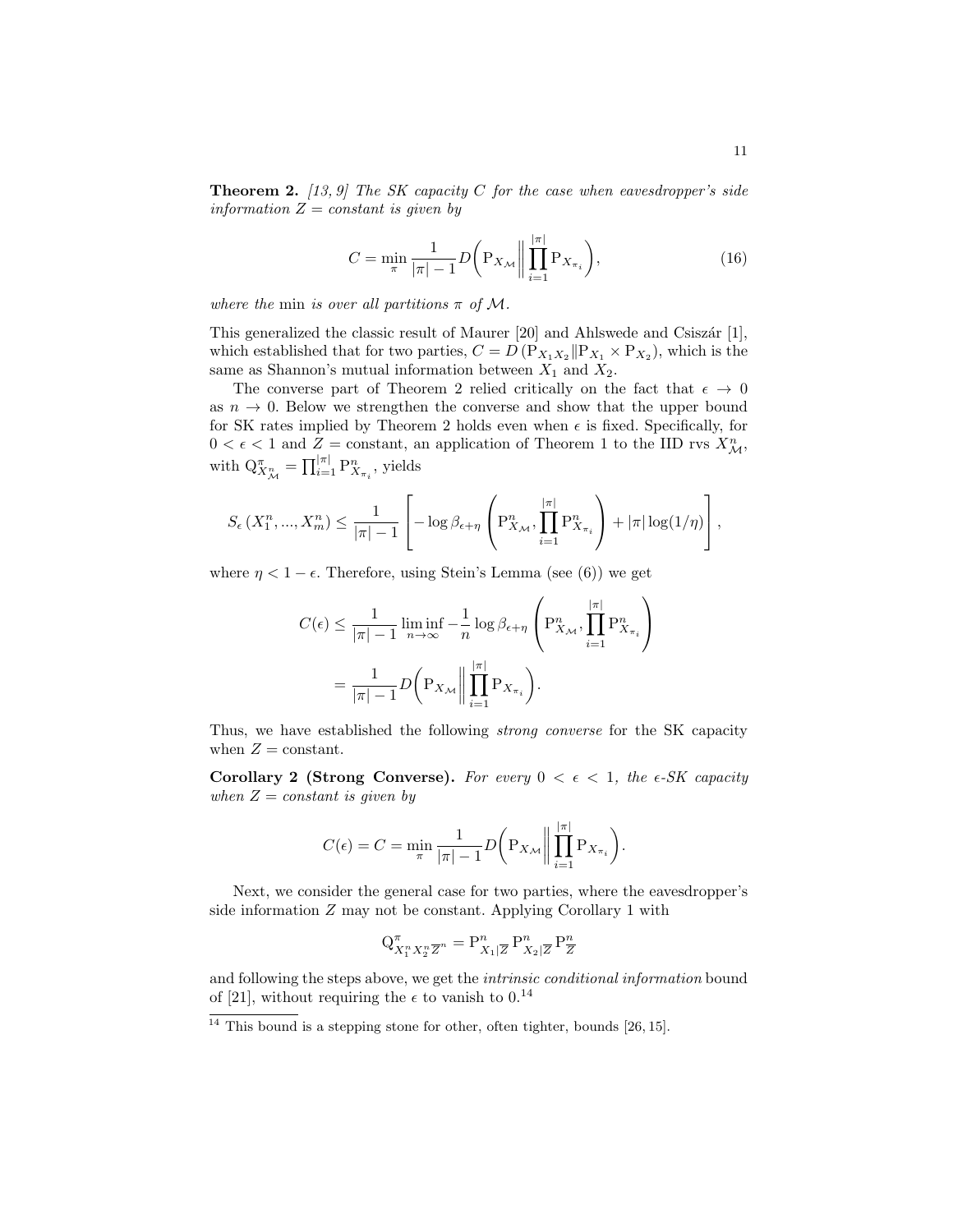**Theorem 2.** *[13, 9] The SK capacity $C$ for the case when eavesdropper's side information $Z =$ constant is given by*

$$C = \min_{\pi} \frac{1}{|\pi| - 1} D\bigg( \mathrm{P}_{X_{\mathcal{M}}} \bigg\| \prod_{i=1}^{|\pi|} \mathrm{P}_{X_{\pi_i}} \bigg), \tag{16}$$

*where the* min *is over all partitions $\pi$ of $\mathcal{M}$.*

This generalized the classic result of Maurer [20] and Ahlswede and Csiszár [1], which established that for two parties, $C = D\left(\mathrm{P}_{X_1 X_2} \| \mathrm{P}_{X_1} \times \mathrm{P}_{X_2}\right)$, which is the same as Shannon's mutual information between $X_1$ and $X_2$.

The converse part of Theorem 2 relied critically on the fact that $\epsilon \to 0$ as $n \to 0$. Below we strengthen the converse and show that the upper bound for SK rates implied by Theorem 2 holds even when $\epsilon$ is fixed. Specifically, for $0 < \epsilon < 1$ and $Z =$ constant, an application of Theorem 1 to the IID rvs $X_{\mathcal{M}}^n$, with $\mathrm{Q}^{\pi}_{X_{\mathcal{M}}^n} = \prod_{i=1}^{|\pi|} \mathrm{P}^n_{X_{\pi_i}}$, yields

$$S_\epsilon\left(X_1^n, ..., X_m^n\right) \leq \frac{1}{|\pi| - 1} \left[ -\log \beta_{\epsilon + \eta} \left( \mathrm{P}^n_{X_{\mathcal{M}}}, \prod_{i=1}^{|\pi|} \mathrm{P}^n_{X_{\pi_i}} \right) + |\pi| \log(1/\eta) \right],$$

where $\eta < 1 - \epsilon$. Therefore, using Stein's Lemma (see (6)) we get

$$\begin{aligned} C(\epsilon) &\leq \frac{1}{|\pi| - 1} \liminf_{n \to \infty} -\frac{1}{n} \log \beta_{\epsilon + \eta} \left( \mathrm{P}^n_{X_{\mathcal{M}}}, \prod_{i=1}^{|\pi|} \mathrm{P}^n_{X_{\pi_i}} \right) \\ &= \frac{1}{|\pi| - 1} D\bigg( \mathrm{P}_{X_{\mathcal{M}}} \bigg\| \prod_{i=1}^{|\pi|} \mathrm{P}_{X_{\pi_i}} \bigg). \end{aligned}$$

Thus, we have established the following *strong converse* for the SK capacity when $Z =$ constant.

**Corollary 2 (Strong Converse).** *For every $0 < \epsilon < 1$, the $\epsilon$-SK capacity when $Z =$ constant is given by*

$$C(\epsilon) = C = \min_{\pi} \frac{1}{|\pi| - 1} D\bigg( \mathrm{P}_{X_{\mathcal{M}}} \bigg\| \prod_{i=1}^{|\pi|} \mathrm{P}_{X_{\pi_i}} \bigg).$$

Next, we consider the general case for two parties, where the eavesdropper's side information $Z$ may not be constant. Applying Corollary 1 with

$$\mathrm{Q}^{\pi}_{X_1^n X_2^n \overline{Z}^n} = \mathrm{P}^n_{X_1|\overline{Z}} \, \mathrm{P}^n_{X_2|\overline{Z}} \, \mathrm{P}^n_{\overline{Z}}$$

and following the steps above, we get the *intrinsic conditional information* bound of [21], without requiring the $\epsilon$ to vanish to 0.[14]

[14] This bound is a stepping stone for other, often tighter, bounds [26, 15].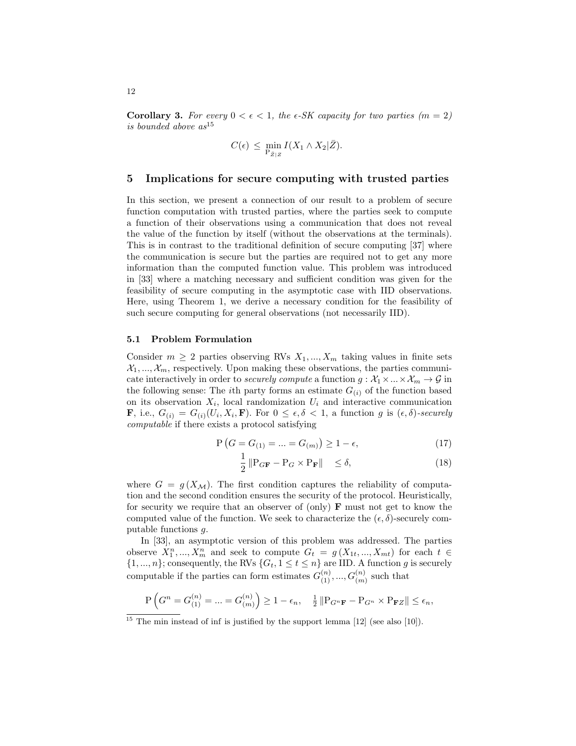**Corollary 3.** *For every $0 < \epsilon < 1$, the $\epsilon$-SK capacity for two parties ($m = 2$) is bounded above as*[15]

$$C(\epsilon) \leq \min_{\mathrm{P}_{\bar{Z}|Z}} I(X_1 \wedge X_2|\bar{Z}).$$

## 5 Implications for secure computing with trusted parties

In this section, we present a connection of our result to a problem of secure function computation with trusted parties, where the parties seek to compute a function of their observations using a communication that does not reveal the value of the function by itself (without the observations at the terminals). This is in contrast to the traditional definition of secure computing [37] where the communication is secure but the parties are required not to get any more information than the computed function value. This problem was introduced in [33] where a matching necessary and sufficient condition was given for the feasibility of secure computing in the asymptotic case with IID observations. Here, using Theorem 1, we derive a necessary condition for the feasibility of such secure computing for general observations (not necessarily IID).

### 5.1 Problem Formulation

Consider $m \geq 2$ parties observing RVs $X_1, ..., X_m$ taking values in finite sets $\mathcal{X}_1, ..., \mathcal{X}_m$, respectively. Upon making these observations, the parties communicate interactively in order to *securely compute* a function $g : \mathcal{X}_1 \times ... \times \mathcal{X}_m \rightarrow \mathcal{G}$ in the following sense: The $i$th party forms an estimate $G_{(i)}$ of the function based on its observation $X_i$, local randomization $U_i$ and interactive communication $\mathbf{F}$, i.e., $G_{(i)} = G_{(i)}(U_i, X_i, \mathbf{F})$. For $0 \leq \epsilon, \delta < 1$, a function $g$ is $(\epsilon, \delta)$-*securely computable* if there exists a protocol satisfying

$$\mathrm{P}\left(G = G_{(1)} = ... = G_{(m)}\right) \geq 1 - \epsilon, \tag{17}$$

$$\frac{1}{2}\left\|\mathrm{P}_{G\mathbf{F}} - \mathrm{P}_G \times \mathrm{P}_{\mathbf{F}}\right\| \leq \delta, \tag{18}$$

where $G = g(X_{\mathcal{M}})$. The first condition captures the reliability of computation and the second condition ensures the security of the protocol. Heuristically, for security we require that an observer of (only) $\mathbf{F}$ must not get to know the computed value of the function. We seek to characterize the $(\epsilon, \delta)$-securely computable functions $g$.

In [33], an asymptotic version of this problem was addressed. The parties observe $X_1^n, ..., X_m^n$ and seek to compute $G_t = g(X_{1t}, ..., X_{mt})$ for each $t \in \{1, ..., n\}$; consequently, the RVs $\{G_t, 1 \leq t \leq n\}$ are IID. A function $g$ is securely computable if the parties can form estimates $G_{(1)}^{(n)}, ..., G_{(m)}^{(n)}$ such that

$$\mathrm{P}\left(G^n = G_{(1)}^{(n)} = ... = G_{(m)}^{(n)}\right) \geq 1 - \epsilon_n, \quad \frac{1}{2}\left\|\mathrm{P}_{G^n\mathbf{F}} - \mathrm{P}_{G^n} \times \mathrm{P}_{\mathbf{F}Z}\right\| \leq \epsilon_n,$$

[15] The min instead of inf is justified by the support lemma [12] (see also [10]).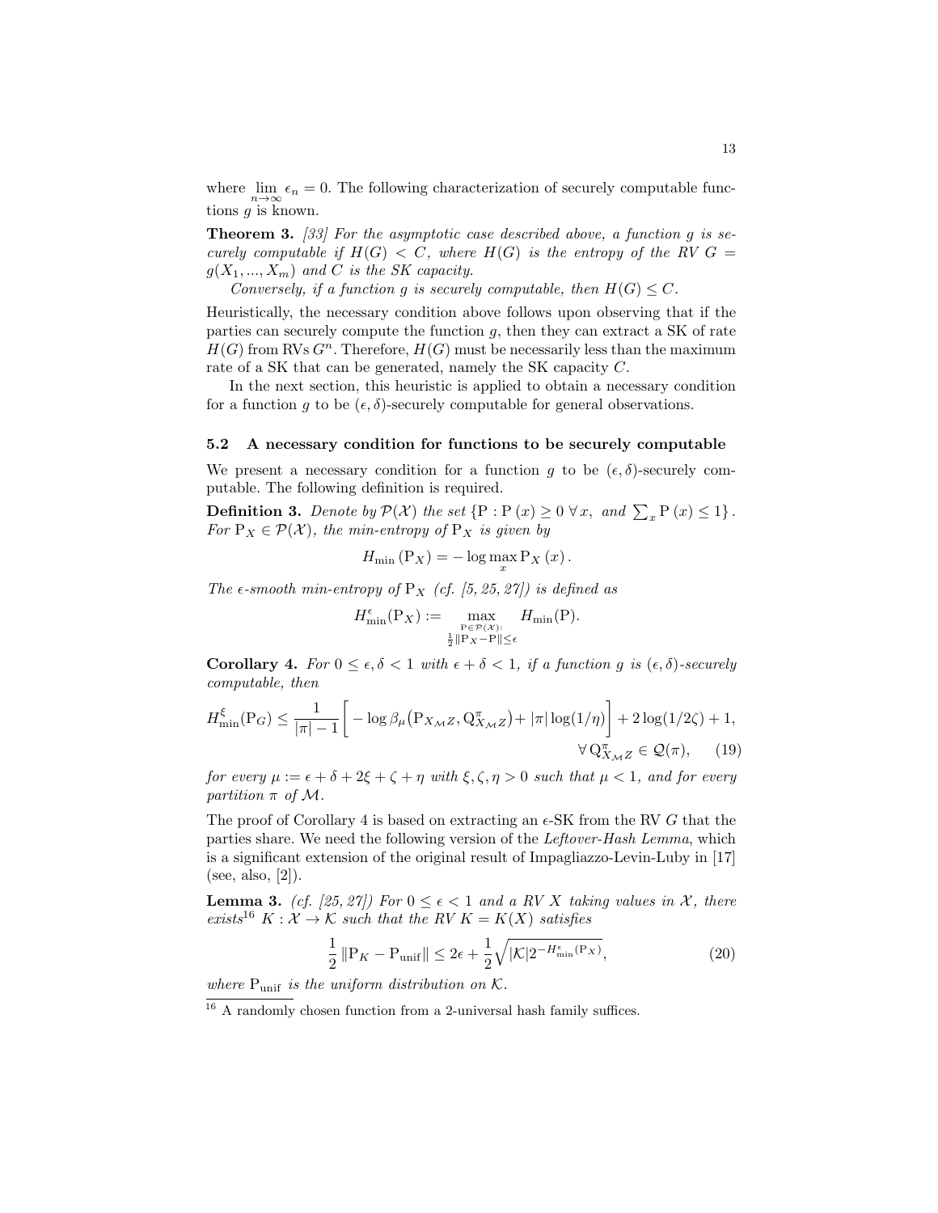where $\lim_{n\to\infty} \epsilon_n = 0$. The following characterization of securely computable functions $g$ is known.

**Theorem 3.** *[33] For the asymptotic case described above, a function $g$ is securely computable if $H(G) < C$, where $H(G)$ is the entropy of the RV $G = g(X_1, ..., X_m)$ and $C$ is the SK capacity.*

*Conversely, if a function $g$ is securely computable, then $H(G) \leq C$.*

Heuristically, the necessary condition above follows upon observing that if the parties can securely compute the function $g$, then they can extract a SK of rate $H(G)$ from RVs $G^n$. Therefore, $H(G)$ must be necessarily less than the maximum rate of a SK that can be generated, namely the SK capacity $C$.

In the next section, this heuristic is applied to obtain a necessary condition for a function $g$ to be $(\epsilon, \delta)$-securely computable for general observations.

### 5.2 A necessary condition for functions to be securely computable

We present a necessary condition for a function $g$ to be $(\epsilon, \delta)$-securely computable. The following definition is required.

**Definition 3.** *Denote by $\mathcal{P}(\mathcal{X})$ the set $\{\mathrm{P} : \mathrm{P}(x) \geq 0 \ \forall x, \text{ and } \sum_x \mathrm{P}(x) \leq 1\}$. For $\mathrm{P}_X \in \mathcal{P}(\mathcal{X})$, the min-entropy of $\mathrm{P}_X$ is given by*

$$H_{\min}(\mathrm{P}_X) = -\log \max_x \mathrm{P}_X(x).$$

*The $\epsilon$-smooth min-entropy of $\mathrm{P}_X$ (cf. [5, 25, 27]) is defined as*

$$H_{\min}^{\epsilon}(\mathrm{P}_X) := \max_{\substack{\mathrm{P} \in \mathcal{P}(\mathcal{X}): \\ \frac{1}{2}\|\mathrm{P}_X - \mathrm{P}\| \leq \epsilon}} H_{\min}(\mathrm{P}).$$

**Corollary 4.** *For $0 \leq \epsilon, \delta < 1$ with $\epsilon + \delta < 1$, if a function $g$ is $(\epsilon, \delta)$-securely computable, then*

$$H_{\min}^{\xi}(\mathrm{P}_G) \leq \frac{1}{|\pi| - 1}\left[ -\log \beta_\mu\big(\mathrm{P}_{X_\mathcal{M}Z}, \mathrm{Q}^{\pi}_{X_\mathcal{M}Z}\big) + |\pi| \log(1/\eta) \right] + 2\log(1/2\zeta) + 1, \quad \forall\, \mathrm{Q}^{\pi}_{X_\mathcal{M}Z} \in \mathcal{Q}(\pi), \tag{19}$$

*for every $\mu := \epsilon + \delta + 2\xi + \zeta + \eta$ with $\xi, \zeta, \eta > 0$ such that $\mu < 1$, and for every partition $\pi$ of $\mathcal{M}$.*

The proof of Corollary 4 is based on extracting an $\epsilon$-SK from the RV $G$ that the parties share. We need the following version of the *Leftover-Hash Lemma*, which is a significant extension of the original result of Impagliazzo-Levin-Luby in [17] (see, also, [2]).

**Lemma 3.** *(cf. [25, 27]) For $0 \leq \epsilon < 1$ and a RV $X$ taking values in $\mathcal{X}$, there exists[16] $K : \mathcal{X} \to \mathcal{K}$ such that the RV $K = K(X)$ satisfies*

$$\frac{1}{2}\|\mathrm{P}_K - \mathrm{P}_{\mathrm{unif}}\| \leq 2\epsilon + \frac{1}{2}\sqrt{|\mathcal{K}| 2^{-H_{\min}^{\epsilon}(\mathrm{P}_X)}}, \tag{20}$$

*where $\mathrm{P}_{\mathrm{unif}}$ is the uniform distribution on $\mathcal{K}$.*

[16] A randomly chosen function from a 2-universal hash family suffices.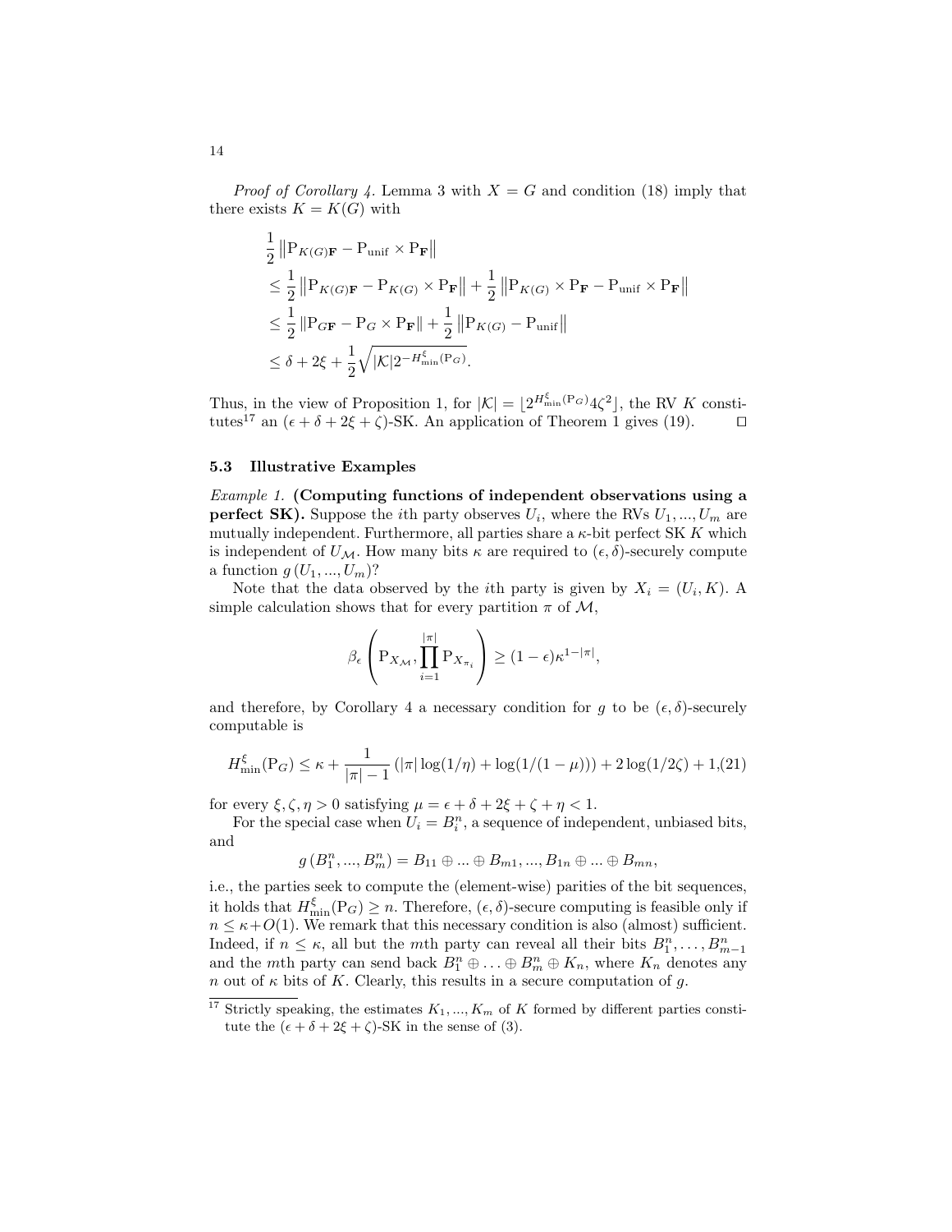*Proof of Corollary 4.* Lemma 3 with $X = G$ and condition (18) imply that there exists $K = K(G)$ with

$$
\begin{aligned}
&\frac{1}{2} \left\| \mathrm{P}_{K(G)\mathbf{F}} - \mathrm{P}_{\mathrm{unif}} \times \mathrm{P}_{\mathbf{F}} \right\| \\
&\leq \frac{1}{2} \left\| \mathrm{P}_{K(G)\mathbf{F}} - \mathrm{P}_{K(G)} \times \mathrm{P}_{\mathbf{F}} \right\| + \frac{1}{2} \left\| \mathrm{P}_{K(G)} \times \mathrm{P}_{\mathbf{F}} - \mathrm{P}_{\mathrm{unif}} \times \mathrm{P}_{\mathbf{F}} \right\| \\
&\leq \frac{1}{2} \left\| \mathrm{P}_{G\mathbf{F}} - \mathrm{P}_{G} \times \mathrm{P}_{\mathbf{F}} \right\| + \frac{1}{2} \left\| \mathrm{P}_{K(G)} - \mathrm{P}_{\mathrm{unif}} \right\| \\
&\leq \delta + 2\xi + \frac{1}{2} \sqrt{|\mathcal{K}| 2^{-H_{\min}^{\xi}(\mathrm{P}_G)}}.
\end{aligned}
$$

Thus, in the view of Proposition 1, for $|\mathcal{K}| = \lfloor 2^{H_{\min}^{\xi}(\mathrm{P}_G)} 4\zeta^2 \rfloor$, the RV $K$ constitutes[17] an $(\epsilon + \delta + 2\xi + \zeta)$-SK. An application of Theorem 1 gives (19). $\square$

### 5.3 Illustrative Examples

*Example 1.* **(Computing functions of independent observations using a perfect SK).** Suppose the $i$th party observes $U_i$, where the RVs $U_1, ..., U_m$ are mutually independent. Furthermore, all parties share a $\kappa$-bit perfect SK $K$ which is independent of $U_{\mathcal{M}}$. How many bits $\kappa$ are required to $(\epsilon, \delta)$-securely compute a function $g(U_1, ..., U_m)$?

Note that the data observed by the $i$th party is given by $X_i = (U_i, K)$. A simple calculation shows that for every partition $\pi$ of $\mathcal{M}$,

$$
\beta_\epsilon \left( \mathrm{P}_{X_{\mathcal{M}}}, \prod_{i=1}^{|\pi|} \mathrm{P}_{X_{\pi_i}} \right) \geq (1 - \epsilon) \kappa^{1 - |\pi|},
$$

and therefore, by Corollary 4 a necessary condition for $g$ to be $(\epsilon, \delta)$-securely computable is

$$
H_{\min}^{\xi}(\mathrm{P}_G) \leq \kappa + \frac{1}{|\pi| - 1} \left( |\pi| \log(1/\eta) + \log(1/(1 - \mu)) \right) + 2 \log(1/2\zeta) + 1, \tag{21}
$$

for every $\xi, \zeta, \eta > 0$ satisfying $\mu = \epsilon + \delta + 2\xi + \zeta + \eta < 1$.

For the special case when $U_i = B_i^n$, a sequence of independent, unbiased bits, and

$$
g(B_1^n, ..., B_m^n) = B_{11} \oplus ... \oplus B_{m1}, ..., B_{1n} \oplus ... \oplus B_{mn},
$$

i.e., the parties seek to compute the (element-wise) parities of the bit sequences, it holds that $H_{\min}^{\xi}(\mathrm{P}_G) \geq n$. Therefore, $(\epsilon, \delta)$-secure computing is feasible only if $n \leq \kappa + O(1)$. We remark that this necessary condition is also (almost) sufficient. Indeed, if $n \leq \kappa$, all but the $m$th party can reveal all their bits $B_1^n, \ldots, B_{m-1}^n$ and the $m$th party can send back $B_1^n \oplus \ldots \oplus B_m^n \oplus K_n$, where $K_n$ denotes any $n$ out of $\kappa$ bits of $K$. Clearly, this results in a secure computation of $g$.

---

[17] Strictly speaking, the estimates $K_1, ..., K_m$ of $K$ formed by different parties constitute the $(\epsilon + \delta + 2\xi + \zeta)$-SK in the sense of (3).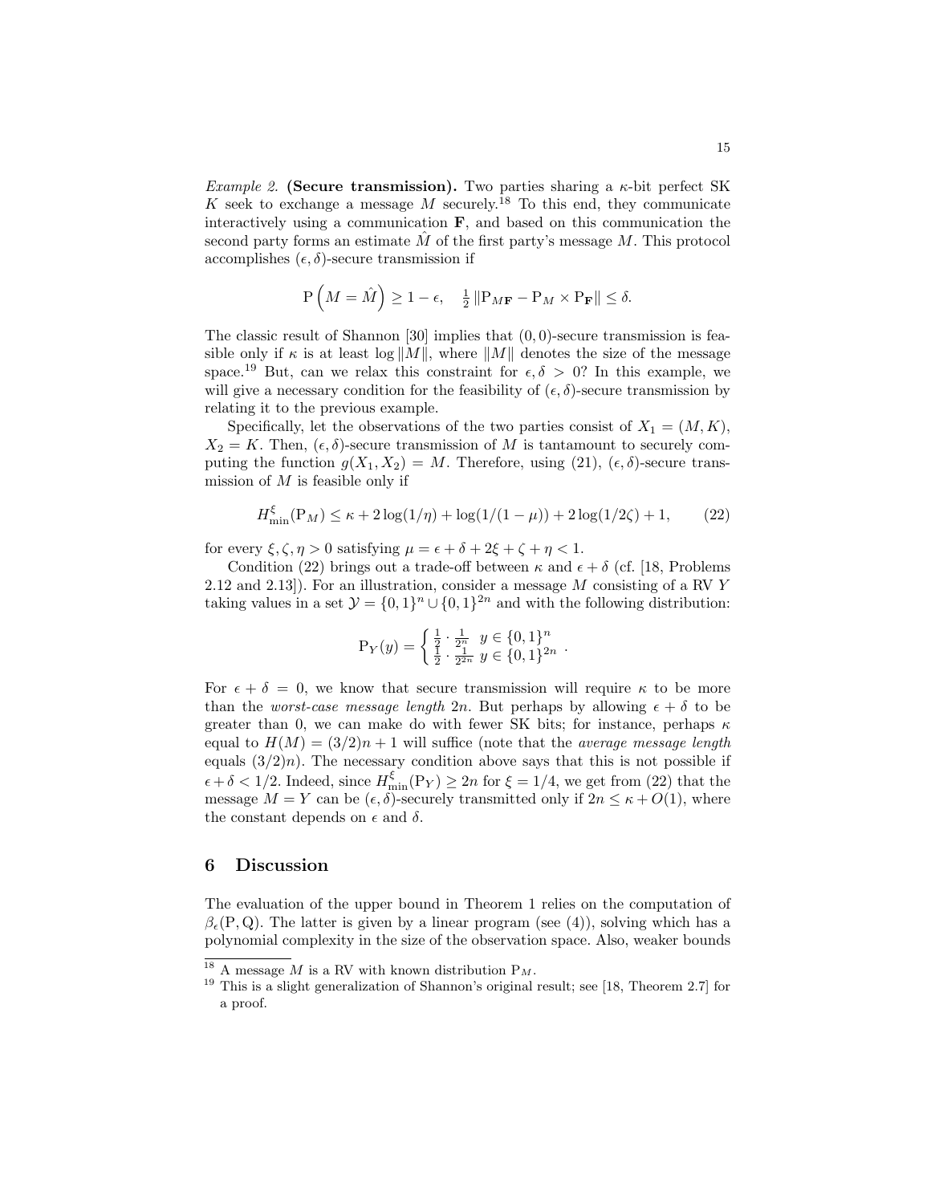*Example 2.* **(Secure transmission).** Two parties sharing a $\kappa$-bit perfect SK $K$ seek to exchange a message $M$ securely.[18] To this end, they communicate interactively using a communication $\mathbf{F}$, and based on this communication the second party forms an estimate $\hat{M}$ of the first party's message $M$. This protocol accomplishes $(\epsilon, \delta)$-secure transmission if

$$\mathrm{P}\left(M = \hat{M}\right) \geq 1 - \epsilon, \quad \tfrac{1}{2}\left\|\mathrm{P}_{M\mathbf{F}} - \mathrm{P}_M \times \mathrm{P}_{\mathbf{F}}\right\| \leq \delta.$$

The classic result of Shannon [30] implies that $(0, 0)$-secure transmission is feasible only if $\kappa$ is at least $\log \|M\|$, where $\|M\|$ denotes the size of the message space.[19] But, can we relax this constraint for $\epsilon, \delta > 0$? In this example, we will give a necessary condition for the feasibility of $(\epsilon, \delta)$-secure transmission by relating it to the previous example.

Specifically, let the observations of the two parties consist of $X_1 = (M, K)$, $X_2 = K$. Then, $(\epsilon, \delta)$-secure transmission of $M$ is tantamount to securely computing the function $g(X_1, X_2) = M$. Therefore, using (21), $(\epsilon, \delta)$-secure transmission of $M$ is feasible only if

$$H_{\min}^{\xi}(\mathrm{P}_M) \leq \kappa + 2\log(1/\eta) + \log(1/(1-\mu)) + 2\log(1/2\zeta) + 1, \tag{22}$$

for every $\xi, \zeta, \eta > 0$ satisfying $\mu = \epsilon + \delta + 2\xi + \zeta + \eta < 1$.

Condition (22) brings out a trade-off between $\kappa$ and $\epsilon + \delta$ (cf. [18, Problems 2.12 and 2.13]). For an illustration, consider a message $M$ consisting of a RV $Y$ taking values in a set $\mathcal{Y} = \{0,1\}^n \cup \{0,1\}^{2n}$ and with the following distribution:

$$\mathrm{P}_Y(y) = \begin{cases} \frac{1}{2} \cdot \frac{1}{2^n} & y \in \{0,1\}^n \\ \frac{1}{2} \cdot \frac{1}{2^{2n}} & y \in \{0,1\}^{2n} \end{cases}.$$

For $\epsilon + \delta = 0$, we know that secure transmission will require $\kappa$ to be more than the *worst-case message length* $2n$. But perhaps by allowing $\epsilon + \delta$ to be greater than 0, we can make do with fewer SK bits; for instance, perhaps $\kappa$ equal to $H(M) = (3/2)n + 1$ will suffice (note that the *average message length* equals $(3/2)n$). The necessary condition above says that this is not possible if $\epsilon + \delta < 1/2$. Indeed, since $H_{\min}^{\xi}(\mathrm{P}_Y) \geq 2n$ for $\xi = 1/4$, we get from (22) that the message $M = Y$ can be $(\epsilon, \delta)$-securely transmitted only if $2n \leq \kappa + O(1)$, where the constant depends on $\epsilon$ and $\delta$.

## 6 Discussion

The evaluation of the upper bound in Theorem 1 relies on the computation of $\beta_\epsilon(\mathrm{P}, \mathrm{Q})$. The latter is given by a linear program (see (4)), solving which has a polynomial complexity in the size of the observation space. Also, weaker bounds

[18] A message $M$ is a RV with known distribution $\mathrm{P}_M$.

[19] This is a slight generalization of Shannon's original result; see [18, Theorem 2.7] for a proof.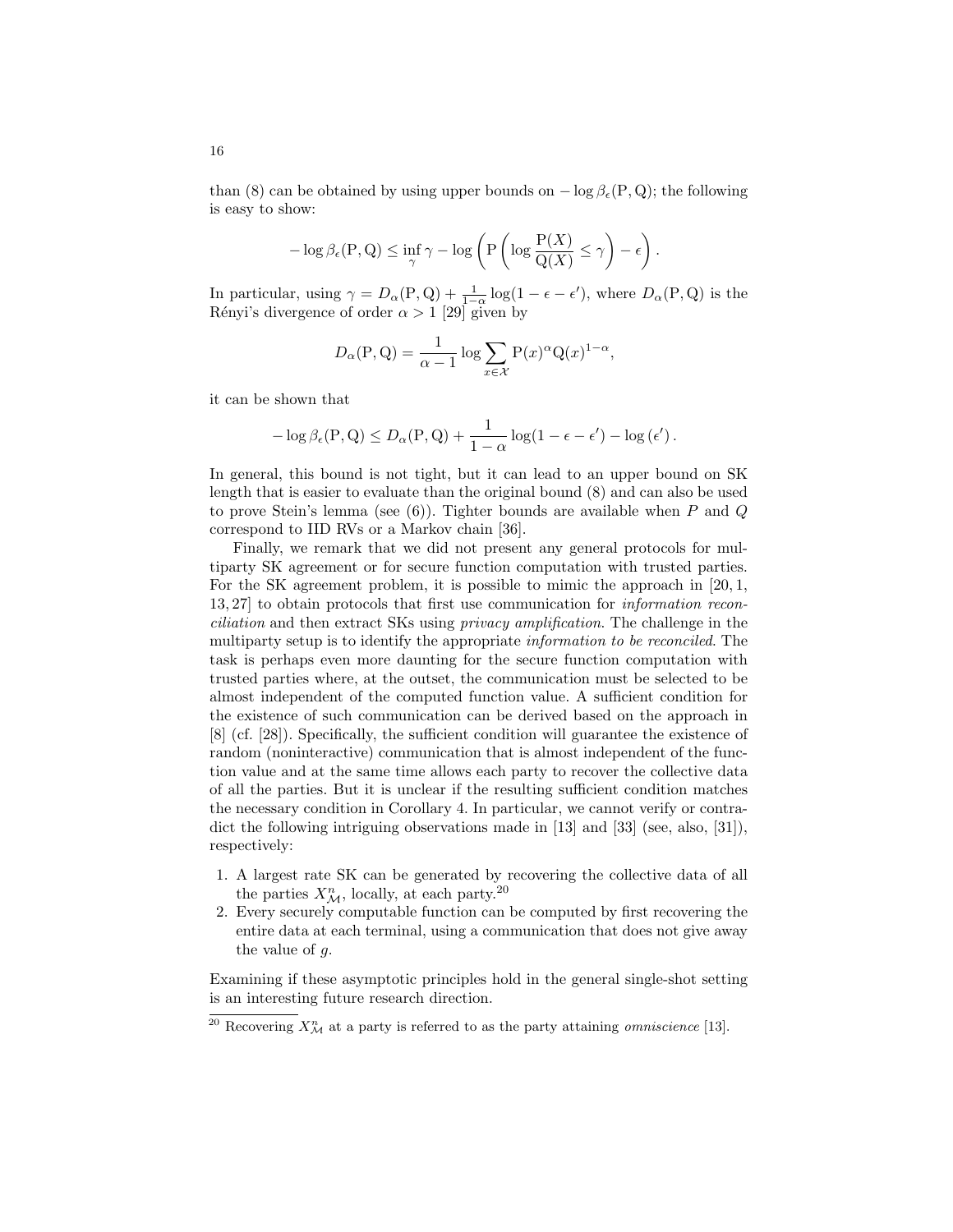than (8) can be obtained by using upper bounds on $-\log \beta_\epsilon(\mathrm{P}, \mathrm{Q})$; the following is easy to show:

$$-\log \beta_\epsilon(\mathrm{P}, \mathrm{Q}) \leq \inf_\gamma \gamma - \log \left( \mathrm{P}\left( \log \frac{\mathrm{P}(X)}{\mathrm{Q}(X)} \leq \gamma \right) - \epsilon \right).$$

In particular, using $\gamma = D_\alpha(\mathrm{P}, \mathrm{Q}) + \frac{1}{1-\alpha} \log(1 - \epsilon - \epsilon')$, where $D_\alpha(\mathrm{P}, \mathrm{Q})$ is the Rényi's divergence of order $\alpha > 1$ [29] given by

$$D_\alpha(\mathrm{P}, \mathrm{Q}) = \frac{1}{\alpha - 1} \log \sum_{x \in \mathcal{X}} \mathrm{P}(x)^\alpha \mathrm{Q}(x)^{1-\alpha},$$

it can be shown that

$$-\log \beta_\epsilon(\mathrm{P}, \mathrm{Q}) \leq D_\alpha(\mathrm{P}, \mathrm{Q}) + \frac{1}{1-\alpha} \log(1 - \epsilon - \epsilon') - \log(\epsilon').$$

In general, this bound is not tight, but it can lead to an upper bound on SK length that is easier to evaluate than the original bound (8) and can also be used to prove Stein's lemma (see (6)). Tighter bounds are available when $P$ and $Q$ correspond to IID RVs or a Markov chain [36].

Finally, we remark that we did not present any general protocols for multiparty SK agreement or for secure function computation with trusted parties. For the SK agreement problem, it is possible to mimic the approach in [20, 1, 13, 27] to obtain protocols that first use communication for *information reconciliation* and then extract SKs using *privacy amplification*. The challenge in the multiparty setup is to identify the appropriate *information to be reconciled*. The task is perhaps even more daunting for the secure function computation with trusted parties where, at the outset, the communication must be selected to be almost independent of the computed function value. A sufficient condition for the existence of such communication can be derived based on the approach in [8] (cf. [28]). Specifically, the sufficient condition will guarantee the existence of random (noninteractive) communication that is almost independent of the function value and at the same time allows each party to recover the collective data of all the parties. But it is unclear if the resulting sufficient condition matches the necessary condition in Corollary 4. In particular, we cannot verify or contradict the following intriguing observations made in [13] and [33] (see, also, [31]), respectively:

1. A largest rate SK can be generated by recovering the collective data of all the parties $X^n_{\mathcal{M}}$, locally, at each party.[20]
2. Every securely computable function can be computed by first recovering the entire data at each terminal, using a communication that does not give away the value of $g$.

Examining if these asymptotic principles hold in the general single-shot setting is an interesting future research direction.

[20] Recovering $X^n_{\mathcal{M}}$ at a party is referred to as the party attaining *omniscience* [13].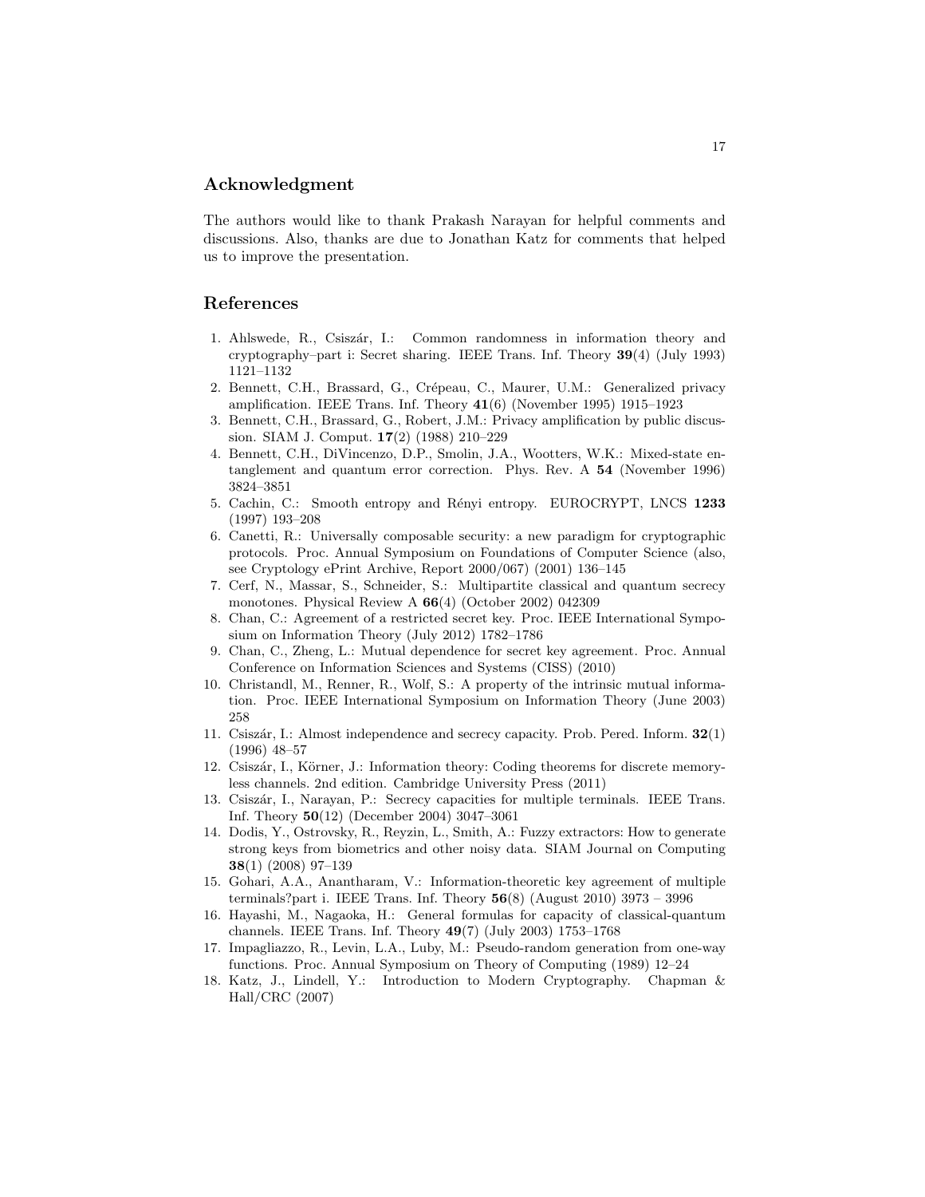## Acknowledgment

The authors would like to thank Prakash Narayan for helpful comments and discussions. Also, thanks are due to Jonathan Katz for comments that helped us to improve the presentation.

## References

1. Ahlswede, R., Csiszár, I.: Common randomness in information theory and cryptography–part i: Secret sharing. IEEE Trans. Inf. Theory **39**(4) (July 1993) 1121–1132
2. Bennett, C.H., Brassard, G., Crépeau, C., Maurer, U.M.: Generalized privacy amplification. IEEE Trans. Inf. Theory **41**(6) (November 1995) 1915–1923
3. Bennett, C.H., Brassard, G., Robert, J.M.: Privacy amplification by public discussion. SIAM J. Comput. **17**(2) (1988) 210–229
4. Bennett, C.H., DiVincenzo, D.P., Smolin, J.A., Wootters, W.K.: Mixed-state entanglement and quantum error correction. Phys. Rev. A **54** (November 1996) 3824–3851
5. Cachin, C.: Smooth entropy and Rényi entropy. EUROCRYPT, LNCS **1233** (1997) 193–208
6. Canetti, R.: Universally composable security: a new paradigm for cryptographic protocols. Proc. Annual Symposium on Foundations of Computer Science (also, see Cryptology ePrint Archive, Report 2000/067) (2001) 136–145
7. Cerf, N., Massar, S., Schneider, S.: Multipartite classical and quantum secrecy monotones. Physical Review A **66**(4) (October 2002) 042309
8. Chan, C.: Agreement of a restricted secret key. Proc. IEEE International Symposium on Information Theory (July 2012) 1782–1786
9. Chan, C., Zheng, L.: Mutual dependence for secret key agreement. Proc. Annual Conference on Information Sciences and Systems (CISS) (2010)
10. Christandl, M., Renner, R., Wolf, S.: A property of the intrinsic mutual information. Proc. IEEE International Symposium on Information Theory (June 2003) 258
11. Csiszár, I.: Almost independence and secrecy capacity. Prob. Pered. Inform. **32**(1) (1996) 48–57
12. Csiszár, I., Körner, J.: Information theory: Coding theorems for discrete memoryless channels. 2nd edition. Cambridge University Press (2011)
13. Csiszár, I., Narayan, P.: Secrecy capacities for multiple terminals. IEEE Trans. Inf. Theory **50**(12) (December 2004) 3047–3061
14. Dodis, Y., Ostrovsky, R., Reyzin, L., Smith, A.: Fuzzy extractors: How to generate strong keys from biometrics and other noisy data. SIAM Journal on Computing **38**(1) (2008) 97–139
15. Gohari, A.A., Anantharam, V.: Information-theoretic key agreement of multiple terminals?part i. IEEE Trans. Inf. Theory **56**(8) (August 2010) 3973 – 3996
16. Hayashi, M., Nagaoka, H.: General formulas for capacity of classical-quantum channels. IEEE Trans. Inf. Theory **49**(7) (July 2003) 1753–1768
17. Impagliazzo, R., Levin, L.A., Luby, M.: Pseudo-random generation from one-way functions. Proc. Annual Symposium on Theory of Computing (1989) 12–24
18. Katz, J., Lindell, Y.: Introduction to Modern Cryptography. Chapman & Hall/CRC (2007)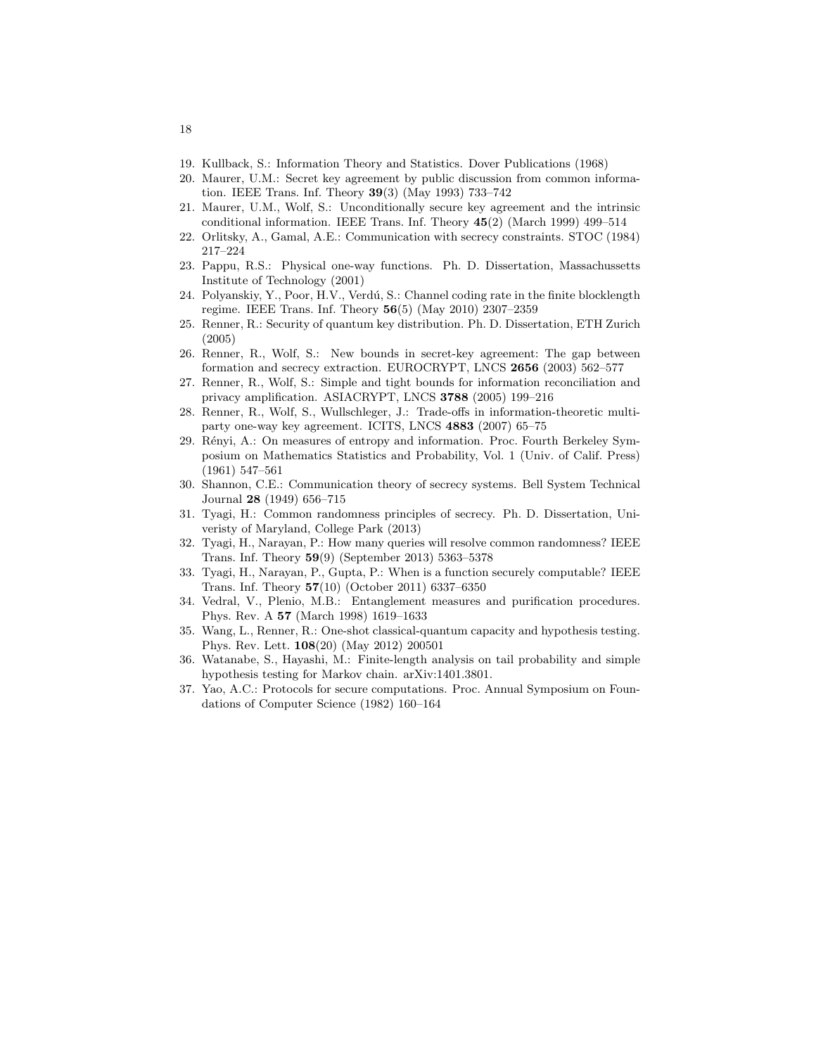19. Kullback, S.: Information Theory and Statistics. Dover Publications (1968)
20. Maurer, U.M.: Secret key agreement by public discussion from common information. IEEE Trans. Inf. Theory **39**(3) (May 1993) 733–742
21. Maurer, U.M., Wolf, S.: Unconditionally secure key agreement and the intrinsic conditional information. IEEE Trans. Inf. Theory **45**(2) (March 1999) 499–514
22. Orlitsky, A., Gamal, A.E.: Communication with secrecy constraints. STOC (1984) 217–224
23. Pappu, R.S.: Physical one-way functions. Ph. D. Dissertation, Massachussetts Institute of Technology (2001)
24. Polyanskiy, Y., Poor, H.V., Verdú, S.: Channel coding rate in the finite blocklength regime. IEEE Trans. Inf. Theory **56**(5) (May 2010) 2307–2359
25. Renner, R.: Security of quantum key distribution. Ph. D. Dissertation, ETH Zurich (2005)
26. Renner, R., Wolf, S.: New bounds in secret-key agreement: The gap between formation and secrecy extraction. EUROCRYPT, LNCS **2656** (2003) 562–577
27. Renner, R., Wolf, S.: Simple and tight bounds for information reconciliation and privacy amplification. ASIACRYPT, LNCS **3788** (2005) 199–216
28. Renner, R., Wolf, S., Wullschleger, J.: Trade-offs in information-theoretic multiparty one-way key agreement. ICITS, LNCS **4883** (2007) 65–75
29. Rényi, A.: On measures of entropy and information. Proc. Fourth Berkeley Symposium on Mathematics Statistics and Probability, Vol. 1 (Univ. of Calif. Press) (1961) 547–561
30. Shannon, C.E.: Communication theory of secrecy systems. Bell System Technical Journal **28** (1949) 656–715
31. Tyagi, H.: Common randomness principles of secrecy. Ph. D. Dissertation, Univeristy of Maryland, College Park (2013)
32. Tyagi, H., Narayan, P.: How many queries will resolve common randomness? IEEE Trans. Inf. Theory **59**(9) (September 2013) 5363–5378
33. Tyagi, H., Narayan, P., Gupta, P.: When is a function securely computable? IEEE Trans. Inf. Theory **57**(10) (October 2011) 6337–6350
34. Vedral, V., Plenio, M.B.: Entanglement measures and purification procedures. Phys. Rev. A **57** (March 1998) 1619–1633
35. Wang, L., Renner, R.: One-shot classical-quantum capacity and hypothesis testing. Phys. Rev. Lett. **108**(20) (May 2012) 200501
36. Watanabe, S., Hayashi, M.: Finite-length analysis on tail probability and simple hypothesis testing for Markov chain. arXiv:1401.3801.
37. Yao, A.C.: Protocols for secure computations. Proc. Annual Symposium on Foundations of Computer Science (1982) 160–164